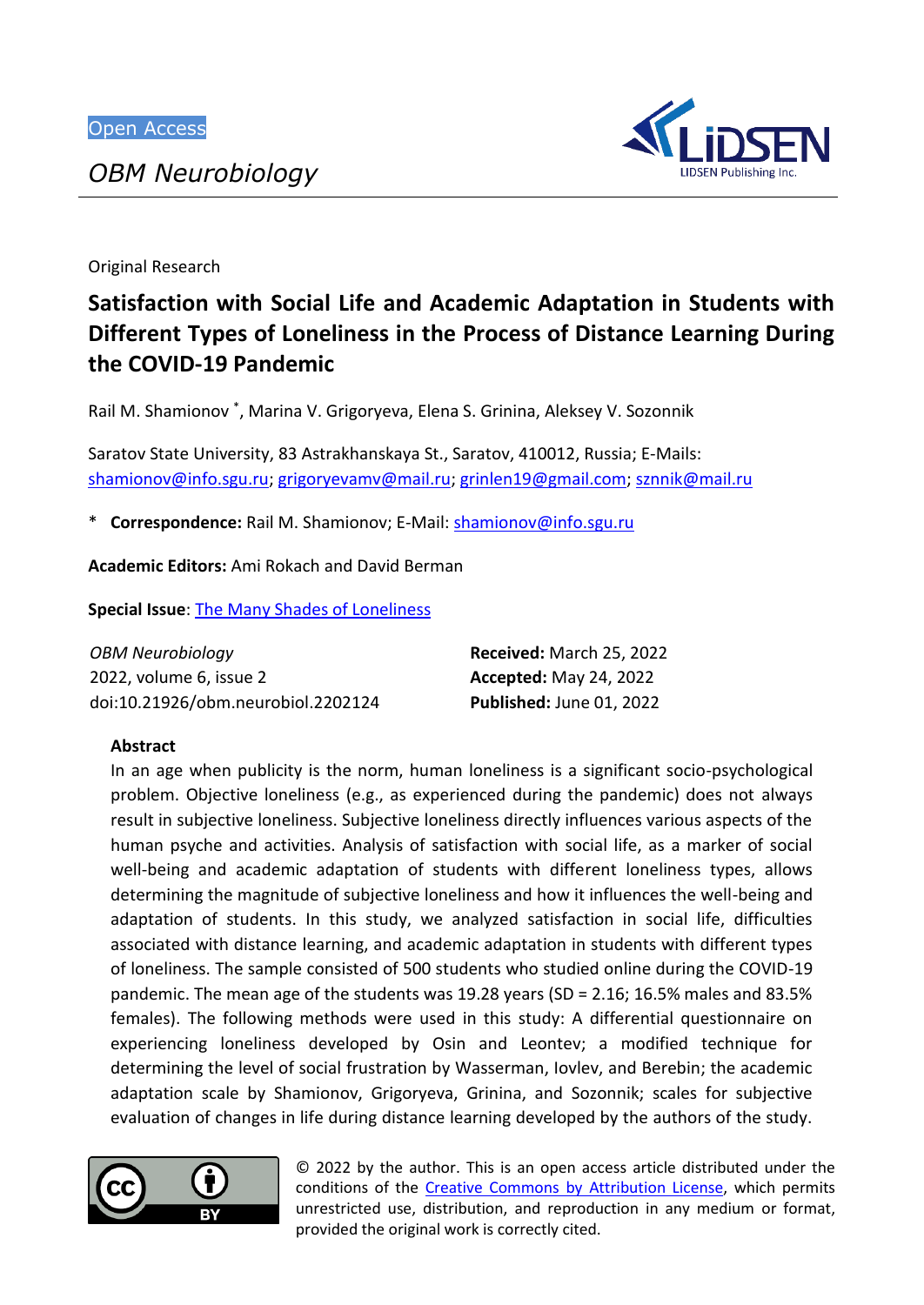Open Access

*OBM Neurobiology*

Original Research

# Satisfaction with Social Life and Academic Adaptation in Students with Different Types of Loneliness in the Process of Distance Learning During the COVID-19 Pandemic

Rail M. Shamionov *, Marina V. Grigoryeva, Elena S. Grinina, Aleksey V. Sozonnik

Saratov State University, 83 Astrakhanskaya St., Saratov, 410012, Russia; E-Mails: shamionov@info.sgu.ru; grigoryevamv@mail.ru; grinlen19@gmail.com; sznnik@mail.ru

\* **Correspondence:** Rail M. Shamionov; E-Mail: shamionov@info.sgu.ru

**Academic Editors:** Ami Rokach and David Berman

**Special Issue**: The Many Shades of Loneliness

*OBM Neurobiology*
2022, volume 6, issue 2
doi:10.21926/obm.neurobiol.2202124

**Received:** March 25, 2022
**Accepted:** May 24, 2022
**Published:** June 01, 2022

## Abstract

In an age when publicity is the norm, human loneliness is a significant socio-psychological problem. Objective loneliness (e.g., as experienced during the pandemic) does not always result in subjective loneliness. Subjective loneliness directly influences various aspects of the human psyche and activities. Analysis of satisfaction with social life, as a marker of social well-being and academic adaptation of students with different loneliness types, allows determining the magnitude of subjective loneliness and how it influences the well-being and adaptation of students. In this study, we analyzed satisfaction in social life, difficulties associated with distance learning, and academic adaptation in students with different types of loneliness. The sample consisted of 500 students who studied online during the COVID-19 pandemic. The mean age of the students was 19.28 years (SD = 2.16; 16.5% males and 83.5% females). The following methods were used in this study: A differential questionnaire on experiencing loneliness developed by Osin and Leontev; a modified technique for determining the level of social frustration by Wasserman, Iovlev, and Berebin; the academic adaptation scale by Shamionov, Grigoryeva, Grinina, and Sozonnik; scales for subjective evaluation of changes in life during distance learning developed by the authors of the study.

© 2022 by the author. This is an open access article distributed under the conditions of the Creative Commons by Attribution License, which permits unrestricted use, distribution, and reproduction in any medium or format, provided the original work is correctly cited.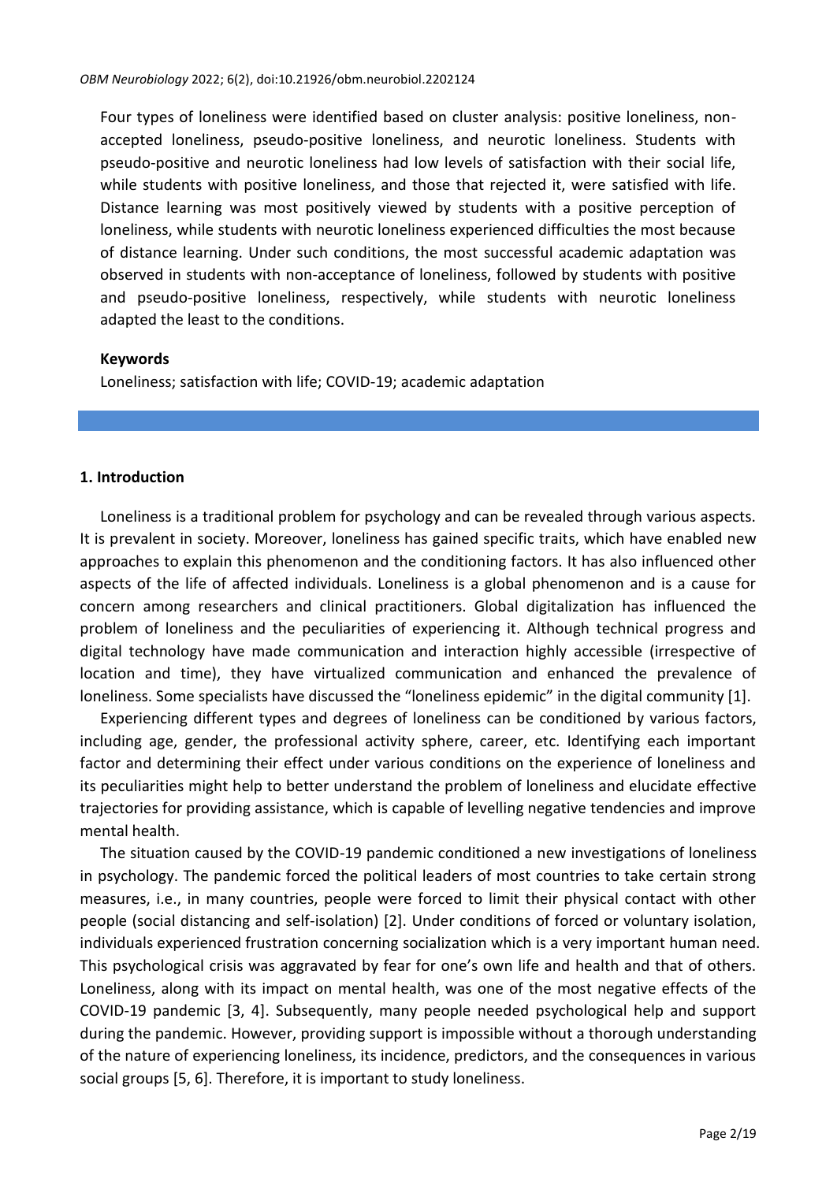Four types of loneliness were identified based on cluster analysis: positive loneliness, non-accepted loneliness, pseudo-positive loneliness, and neurotic loneliness. Students with pseudo-positive and neurotic loneliness had low levels of satisfaction with their social life, while students with positive loneliness, and those that rejected it, were satisfied with life. Distance learning was most positively viewed by students with a positive perception of loneliness, while students with neurotic loneliness experienced difficulties the most because of distance learning. Under such conditions, the most successful academic adaptation was observed in students with non-acceptance of loneliness, followed by students with positive and pseudo-positive loneliness, respectively, while students with neurotic loneliness adapted the least to the conditions.

**Keywords**

Loneliness; satisfaction with life; COVID-19; academic adaptation

## 1. Introduction

Loneliness is a traditional problem for psychology and can be revealed through various aspects. It is prevalent in society. Moreover, loneliness has gained specific traits, which have enabled new approaches to explain this phenomenon and the conditioning factors. It has also influenced other aspects of the life of affected individuals. Loneliness is a global phenomenon and is a cause for concern among researchers and clinical practitioners. Global digitalization has influenced the problem of loneliness and the peculiarities of experiencing it. Although technical progress and digital technology have made communication and interaction highly accessible (irrespective of location and time), they have virtualized communication and enhanced the prevalence of loneliness. Some specialists have discussed the "loneliness epidemic" in the digital community [1].

Experiencing different types and degrees of loneliness can be conditioned by various factors, including age, gender, the professional activity sphere, career, etc. Identifying each important factor and determining their effect under various conditions on the experience of loneliness and its peculiarities might help to better understand the problem of loneliness and elucidate effective trajectories for providing assistance, which is capable of levelling negative tendencies and improve mental health.

The situation caused by the COVID-19 pandemic conditioned a new investigations of loneliness in psychology. The pandemic forced the political leaders of most countries to take certain strong measures, i.e., in many countries, people were forced to limit their physical contact with other people (social distancing and self-isolation) [2]. Under conditions of forced or voluntary isolation, individuals experienced frustration concerning socialization which is a very important human need. This psychological crisis was aggravated by fear for one's own life and health and that of others. Loneliness, along with its impact on mental health, was one of the most negative effects of the COVID-19 pandemic [3, 4]. Subsequently, many people needed psychological help and support during the pandemic. However, providing support is impossible without a thorough understanding of the nature of experiencing loneliness, its incidence, predictors, and the consequences in various social groups [5, 6]. Therefore, it is important to study loneliness.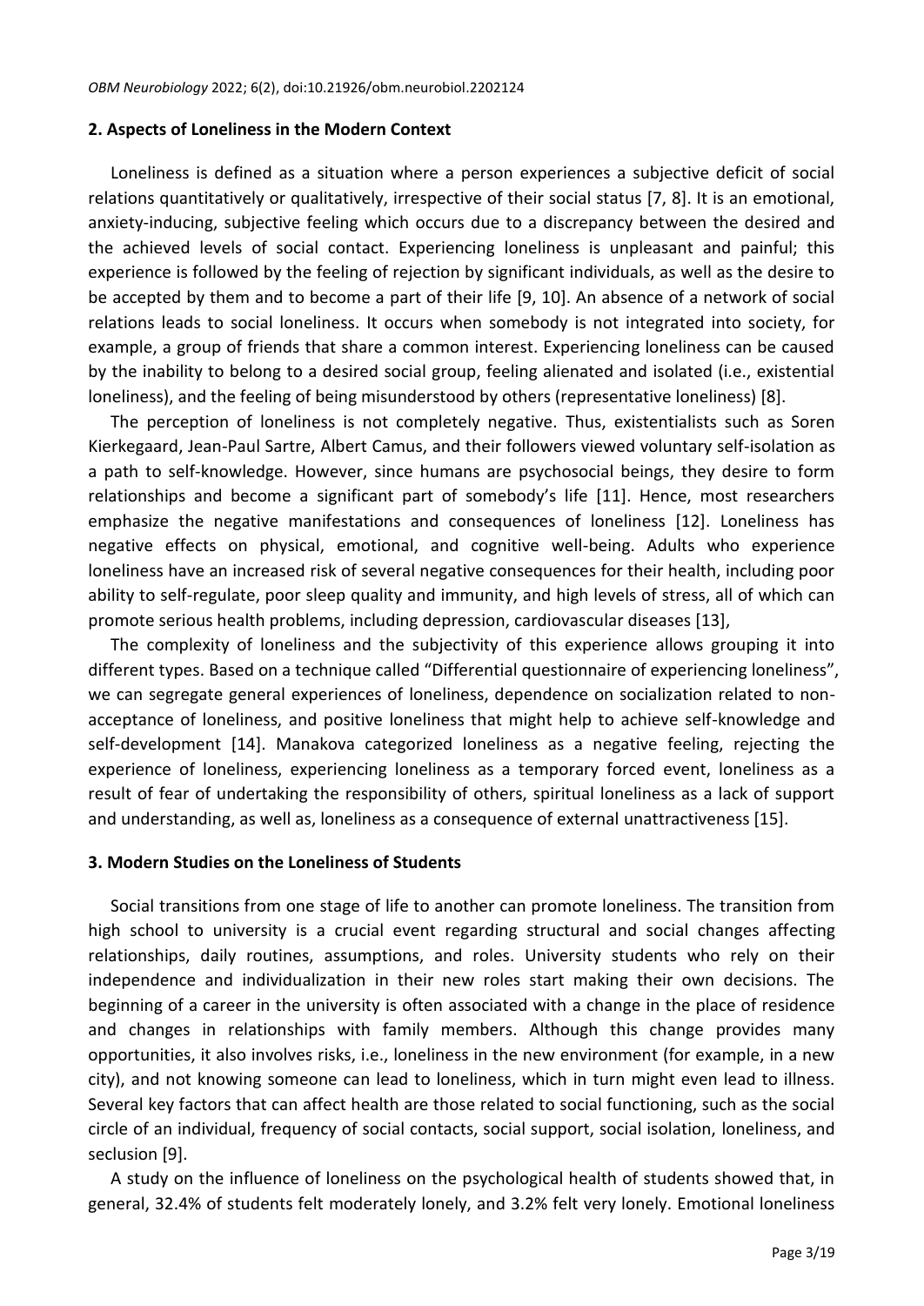## 2. Aspects of Loneliness in the Modern Context

Loneliness is defined as a situation where a person experiences a subjective deficit of social relations quantitatively or qualitatively, irrespective of their social status [7, 8]. It is an emotional, anxiety-inducing, subjective feeling which occurs due to a discrepancy between the desired and the achieved levels of social contact. Experiencing loneliness is unpleasant and painful; this experience is followed by the feeling of rejection by significant individuals, as well as the desire to be accepted by them and to become a part of their life [9, 10]. An absence of a network of social relations leads to social loneliness. It occurs when somebody is not integrated into society, for example, a group of friends that share a common interest. Experiencing loneliness can be caused by the inability to belong to a desired social group, feeling alienated and isolated (i.e., existential loneliness), and the feeling of being misunderstood by others (representative loneliness) [8].

The perception of loneliness is not completely negative. Thus, existentialists such as Soren Kierkegaard, Jean-Paul Sartre, Albert Camus, and their followers viewed voluntary self-isolation as a path to self-knowledge. However, since humans are psychosocial beings, they desire to form relationships and become a significant part of somebody's life [11]. Hence, most researchers emphasize the negative manifestations and consequences of loneliness [12]. Loneliness has negative effects on physical, emotional, and cognitive well-being. Adults who experience loneliness have an increased risk of several negative consequences for their health, including poor ability to self-regulate, poor sleep quality and immunity, and high levels of stress, all of which can promote serious health problems, including depression, cardiovascular diseases [13],

The complexity of loneliness and the subjectivity of this experience allows grouping it into different types. Based on a technique called "Differential questionnaire of experiencing loneliness", we can segregate general experiences of loneliness, dependence on socialization related to non-acceptance of loneliness, and positive loneliness that might help to achieve self-knowledge and self-development [14]. Manakova categorized loneliness as a negative feeling, rejecting the experience of loneliness, experiencing loneliness as a temporary forced event, loneliness as a result of fear of undertaking the responsibility of others, spiritual loneliness as a lack of support and understanding, as well as, loneliness as a consequence of external unattractiveness [15].

## 3. Modern Studies on the Loneliness of Students

Social transitions from one stage of life to another can promote loneliness. The transition from high school to university is a crucial event regarding structural and social changes affecting relationships, daily routines, assumptions, and roles. University students who rely on their independence and individualization in their new roles start making their own decisions. The beginning of a career in the university is often associated with a change in the place of residence and changes in relationships with family members. Although this change provides many opportunities, it also involves risks, i.e., loneliness in the new environment (for example, in a new city), and not knowing someone can lead to loneliness, which in turn might even lead to illness. Several key factors that can affect health are those related to social functioning, such as the social circle of an individual, frequency of social contacts, social support, social isolation, loneliness, and seclusion [9].

A study on the influence of loneliness on the psychological health of students showed that, in general, 32.4% of students felt moderately lonely, and 3.2% felt very lonely. Emotional loneliness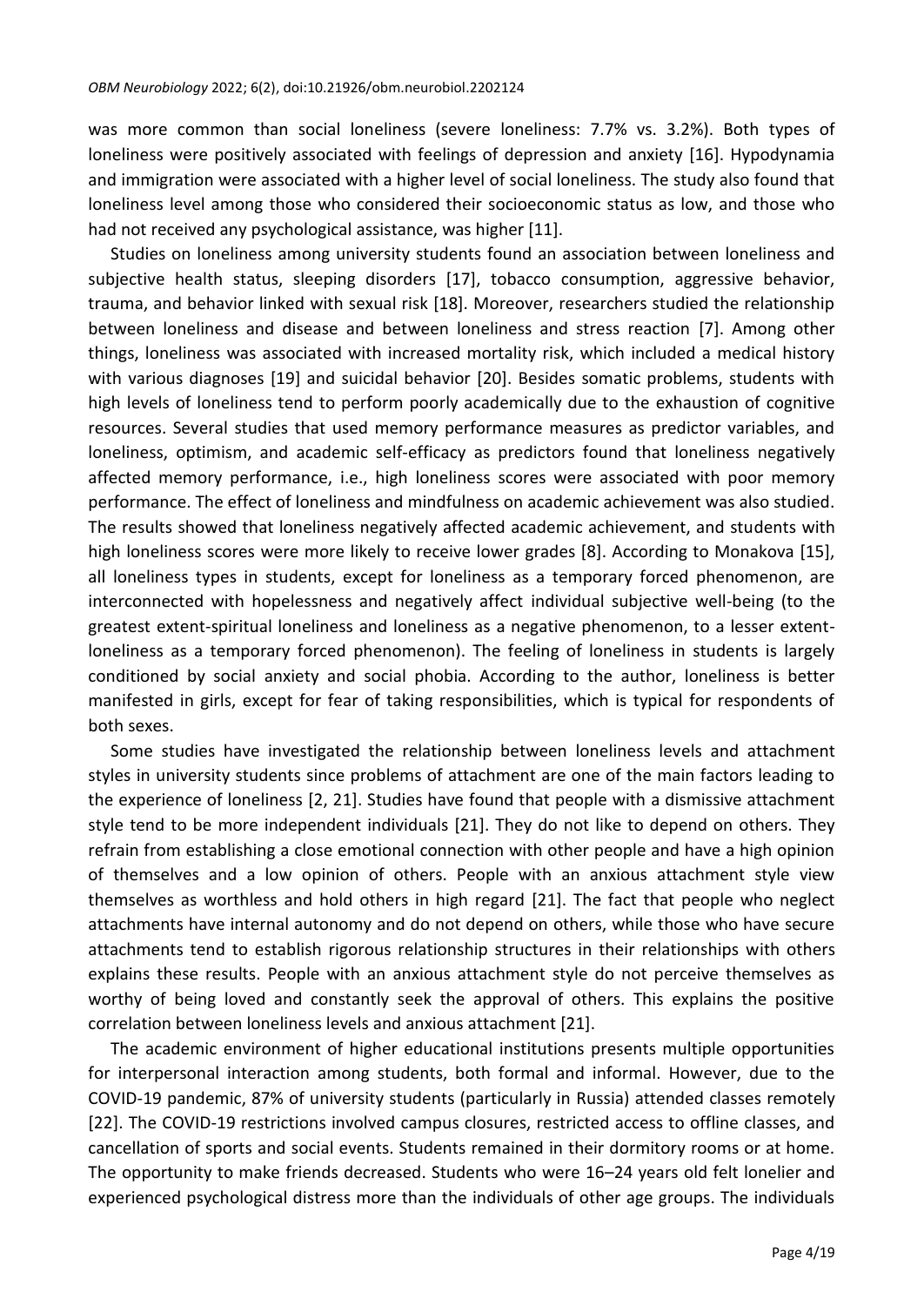was more common than social loneliness (severe loneliness: 7.7% vs. 3.2%). Both types of loneliness were positively associated with feelings of depression and anxiety [16]. Hypodynamia and immigration were associated with a higher level of social loneliness. The study also found that loneliness level among those who considered their socioeconomic status as low, and those who had not received any psychological assistance, was higher [11].

Studies on loneliness among university students found an association between loneliness and subjective health status, sleeping disorders [17], tobacco consumption, aggressive behavior, trauma, and behavior linked with sexual risk [18]. Moreover, researchers studied the relationship between loneliness and disease and between loneliness and stress reaction [7]. Among other things, loneliness was associated with increased mortality risk, which included a medical history with various diagnoses [19] and suicidal behavior [20]. Besides somatic problems, students with high levels of loneliness tend to perform poorly academically due to the exhaustion of cognitive resources. Several studies that used memory performance measures as predictor variables, and loneliness, optimism, and academic self-efficacy as predictors found that loneliness negatively affected memory performance, i.e., high loneliness scores were associated with poor memory performance. The effect of loneliness and mindfulness on academic achievement was also studied. The results showed that loneliness negatively affected academic achievement, and students with high loneliness scores were more likely to receive lower grades [8]. According to Monakova [15], all loneliness types in students, except for loneliness as a temporary forced phenomenon, are interconnected with hopelessness and negatively affect individual subjective well-being (to the greatest extent-spiritual loneliness and loneliness as a negative phenomenon, to a lesser extent-loneliness as a temporary forced phenomenon). The feeling of loneliness in students is largely conditioned by social anxiety and social phobia. According to the author, loneliness is better manifested in girls, except for fear of taking responsibilities, which is typical for respondents of both sexes.

Some studies have investigated the relationship between loneliness levels and attachment styles in university students since problems of attachment are one of the main factors leading to the experience of loneliness [2, 21]. Studies have found that people with a dismissive attachment style tend to be more independent individuals [21]. They do not like to depend on others. They refrain from establishing a close emotional connection with other people and have a high opinion of themselves and a low opinion of others. People with an anxious attachment style view themselves as worthless and hold others in high regard [21]. The fact that people who neglect attachments have internal autonomy and do not depend on others, while those who have secure attachments tend to establish rigorous relationship structures in their relationships with others explains these results. People with an anxious attachment style do not perceive themselves as worthy of being loved and constantly seek the approval of others. This explains the positive correlation between loneliness levels and anxious attachment [21].

The academic environment of higher educational institutions presents multiple opportunities for interpersonal interaction among students, both formal and informal. However, due to the COVID-19 pandemic, 87% of university students (particularly in Russia) attended classes remotely [22]. The COVID-19 restrictions involved campus closures, restricted access to offline classes, and cancellation of sports and social events. Students remained in their dormitory rooms or at home. The opportunity to make friends decreased. Students who were 16–24 years old felt lonelier and experienced psychological distress more than the individuals of other age groups. The individuals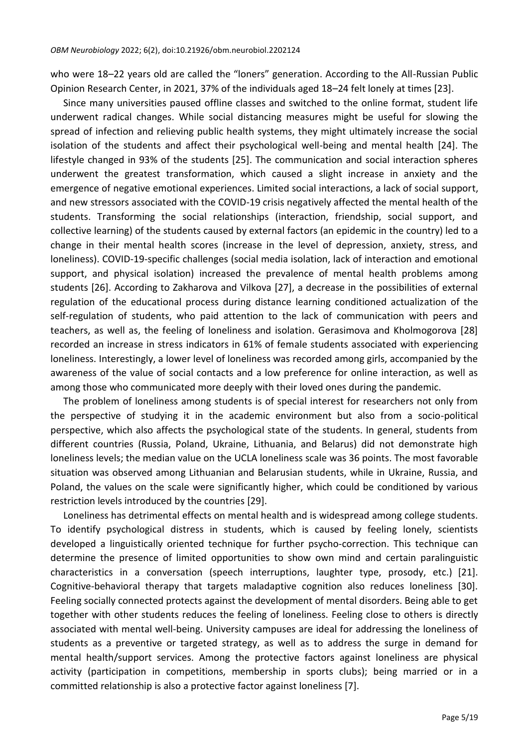who were 18–22 years old are called the "loners" generation. According to the All-Russian Public Opinion Research Center, in 2021, 37% of the individuals aged 18–24 felt lonely at times [23].

Since many universities paused offline classes and switched to the online format, student life underwent radical changes. While social distancing measures might be useful for slowing the spread of infection and relieving public health systems, they might ultimately increase the social isolation of the students and affect their psychological well-being and mental health [24]. The lifestyle changed in 93% of the students [25]. The communication and social interaction spheres underwent the greatest transformation, which caused a slight increase in anxiety and the emergence of negative emotional experiences. Limited social interactions, a lack of social support, and new stressors associated with the COVID-19 crisis negatively affected the mental health of the students. Transforming the social relationships (interaction, friendship, social support, and collective learning) of the students caused by external factors (an epidemic in the country) led to a change in their mental health scores (increase in the level of depression, anxiety, stress, and loneliness). COVID-19-specific challenges (social media isolation, lack of interaction and emotional support, and physical isolation) increased the prevalence of mental health problems among students [26]. According to Zakharova and Vilkova [27], a decrease in the possibilities of external regulation of the educational process during distance learning conditioned actualization of the self-regulation of students, who paid attention to the lack of communication with peers and teachers, as well as, the feeling of loneliness and isolation. Gerasimova and Kholmogorova [28] recorded an increase in stress indicators in 61% of female students associated with experiencing loneliness. Interestingly, a lower level of loneliness was recorded among girls, accompanied by the awareness of the value of social contacts and a low preference for online interaction, as well as among those who communicated more deeply with their loved ones during the pandemic.

The problem of loneliness among students is of special interest for researchers not only from the perspective of studying it in the academic environment but also from a socio-political perspective, which also affects the psychological state of the students. In general, students from different countries (Russia, Poland, Ukraine, Lithuania, and Belarus) did not demonstrate high loneliness levels; the median value on the UCLA loneliness scale was 36 points. The most favorable situation was observed among Lithuanian and Belarusian students, while in Ukraine, Russia, and Poland, the values on the scale were significantly higher, which could be conditioned by various restriction levels introduced by the countries [29].

Loneliness has detrimental effects on mental health and is widespread among college students. To identify psychological distress in students, which is caused by feeling lonely, scientists developed a linguistically oriented technique for further psycho-correction. This technique can determine the presence of limited opportunities to show own mind and certain paralinguistic characteristics in a conversation (speech interruptions, laughter type, prosody, etc.) [21]. Cognitive-behavioral therapy that targets maladaptive cognition also reduces loneliness [30]. Feeling socially connected protects against the development of mental disorders. Being able to get together with other students reduces the feeling of loneliness. Feeling close to others is directly associated with mental well-being. University campuses are ideal for addressing the loneliness of students as a preventive or targeted strategy, as well as to address the surge in demand for mental health/support services. Among the protective factors against loneliness are physical activity (participation in competitions, membership in sports clubs); being married or in a committed relationship is also a protective factor against loneliness [7].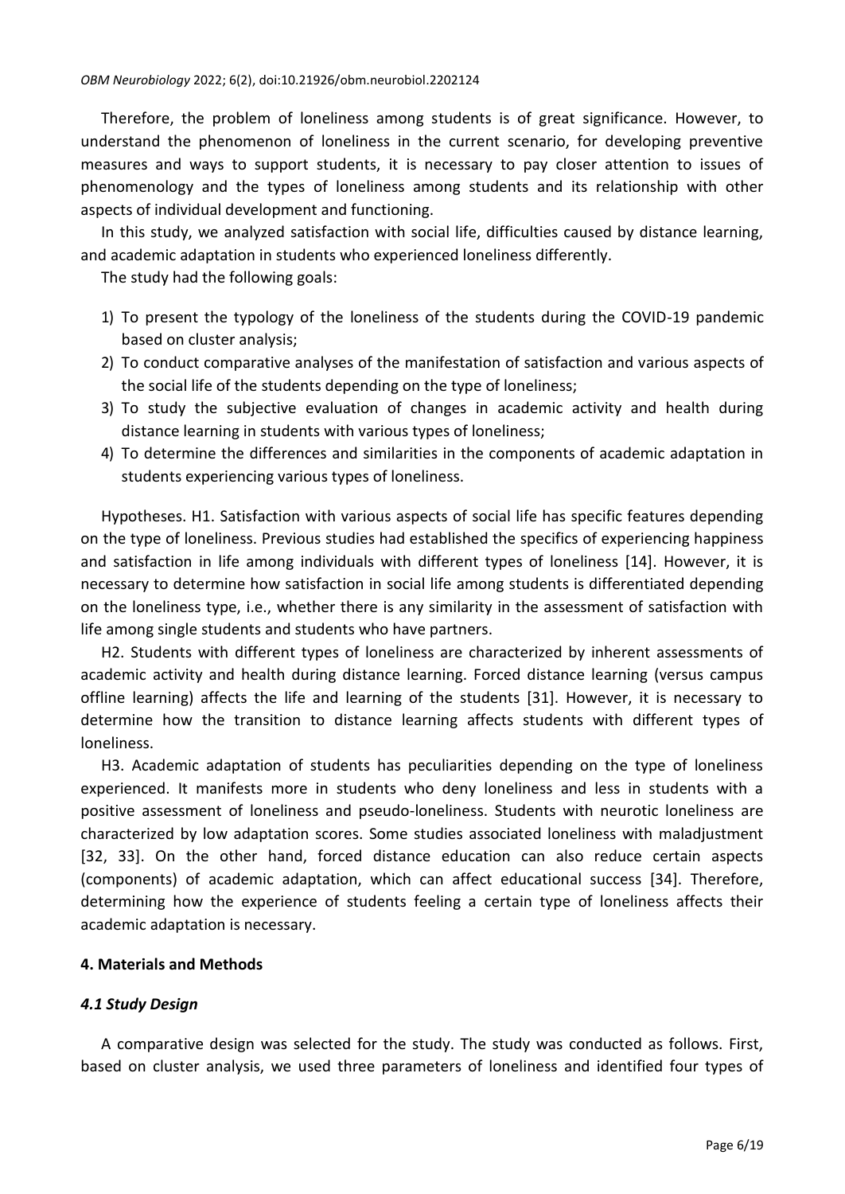Therefore, the problem of loneliness among students is of great significance. However, to understand the phenomenon of loneliness in the current scenario, for developing preventive measures and ways to support students, it is necessary to pay closer attention to issues of phenomenology and the types of loneliness among students and its relationship with other aspects of individual development and functioning.

In this study, we analyzed satisfaction with social life, difficulties caused by distance learning, and academic adaptation in students who experienced loneliness differently.

The study had the following goals:

1) To present the typology of the loneliness of the students during the COVID-19 pandemic based on cluster analysis;
2) To conduct comparative analyses of the manifestation of satisfaction and various aspects of the social life of the students depending on the type of loneliness;
3) To study the subjective evaluation of changes in academic activity and health during distance learning in students with various types of loneliness;
4) To determine the differences and similarities in the components of academic adaptation in students experiencing various types of loneliness.

Hypotheses. H1. Satisfaction with various aspects of social life has specific features depending on the type of loneliness. Previous studies had established the specifics of experiencing happiness and satisfaction in life among individuals with different types of loneliness [14]. However, it is necessary to determine how satisfaction in social life among students is differentiated depending on the loneliness type, i.e., whether there is any similarity in the assessment of satisfaction with life among single students and students who have partners.

H2. Students with different types of loneliness are characterized by inherent assessments of academic activity and health during distance learning. Forced distance learning (versus campus offline learning) affects the life and learning of the students [31]. However, it is necessary to determine how the transition to distance learning affects students with different types of loneliness.

H3. Academic adaptation of students has peculiarities depending on the type of loneliness experienced. It manifests more in students who deny loneliness and less in students with a positive assessment of loneliness and pseudo-loneliness. Students with neurotic loneliness are characterized by low adaptation scores. Some studies associated loneliness with maladjustment [32, 33]. On the other hand, forced distance education can also reduce certain aspects (components) of academic adaptation, which can affect educational success [34]. Therefore, determining how the experience of students feeling a certain type of loneliness affects their academic adaptation is necessary.

## 4. Materials and Methods

### *4.1 Study Design*

A comparative design was selected for the study. The study was conducted as follows. First, based on cluster analysis, we used three parameters of loneliness and identified four types of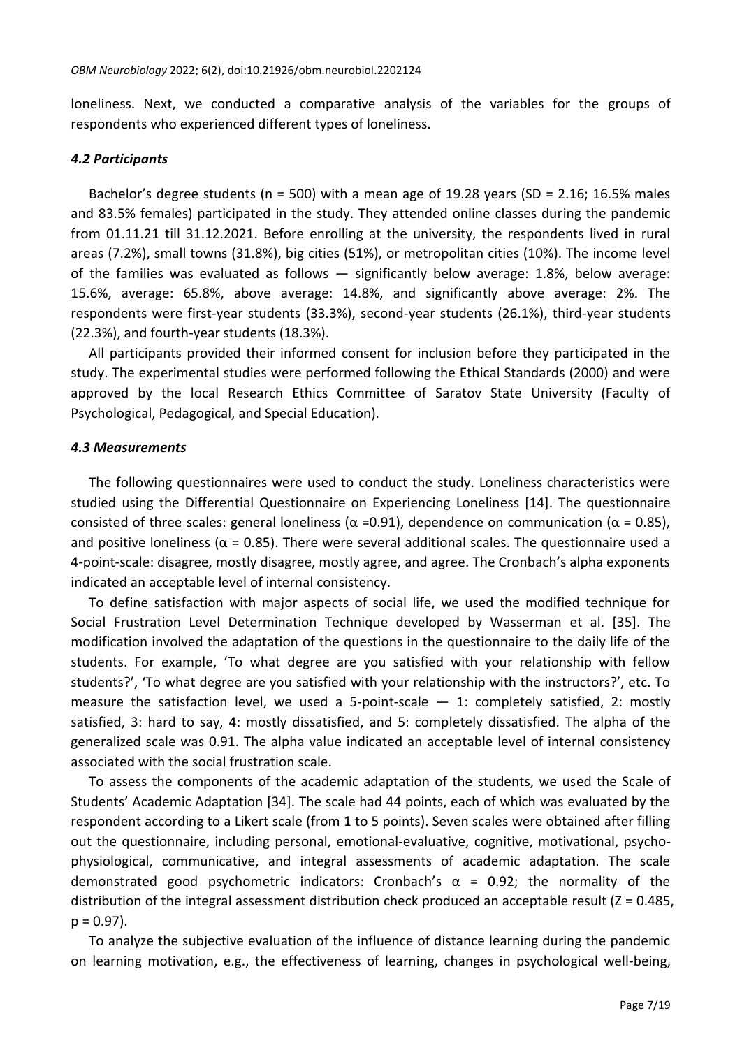loneliness. Next, we conducted a comparative analysis of the variables for the groups of respondents who experienced different types of loneliness.

### *4.2 Participants*

Bachelor's degree students (n = 500) with a mean age of 19.28 years (SD = 2.16; 16.5% males and 83.5% females) participated in the study. They attended online classes during the pandemic from 01.11.21 till 31.12.2021. Before enrolling at the university, the respondents lived in rural areas (7.2%), small towns (31.8%), big cities (51%), or metropolitan cities (10%). The income level of the families was evaluated as follows — significantly below average: 1.8%, below average: 15.6%, average: 65.8%, above average: 14.8%, and significantly above average: 2%. The respondents were first-year students (33.3%), second-year students (26.1%), third-year students (22.3%), and fourth-year students (18.3%).

All participants provided their informed consent for inclusion before they participated in the study. The experimental studies were performed following the Ethical Standards (2000) and were approved by the local Research Ethics Committee of Saratov State University (Faculty of Psychological, Pedagogical, and Special Education).

### *4.3 Measurements*

The following questionnaires were used to conduct the study. Loneliness characteristics were studied using the Differential Questionnaire on Experiencing Loneliness [14]. The questionnaire consisted of three scales: general loneliness ($\alpha$ =0.91), dependence on communication ($\alpha$ = 0.85), and positive loneliness ($\alpha$ = 0.85). There were several additional scales. The questionnaire used a 4-point-scale: disagree, mostly disagree, mostly agree, and agree. The Cronbach's alpha exponents indicated an acceptable level of internal consistency.

To define satisfaction with major aspects of social life, we used the modified technique for Social Frustration Level Determination Technique developed by Wasserman et al. [35]. The modification involved the adaptation of the questions in the questionnaire to the daily life of the students. For example, 'To what degree are you satisfied with your relationship with fellow students?', 'To what degree are you satisfied with your relationship with the instructors?', etc. To measure the satisfaction level, we used a 5-point-scale — 1: completely satisfied, 2: mostly satisfied, 3: hard to say, 4: mostly dissatisfied, and 5: completely dissatisfied. The alpha of the generalized scale was 0.91. The alpha value indicated an acceptable level of internal consistency associated with the social frustration scale.

To assess the components of the academic adaptation of the students, we used the Scale of Students' Academic Adaptation [34]. The scale had 44 points, each of which was evaluated by the respondent according to a Likert scale (from 1 to 5 points). Seven scales were obtained after filling out the questionnaire, including personal, emotional-evaluative, cognitive, motivational, psycho-physiological, communicative, and integral assessments of academic adaptation. The scale demonstrated good psychometric indicators: Cronbach's $\alpha$ = 0.92; the normality of the distribution of the integral assessment distribution check produced an acceptable result ($Z = 0.485$, $p = 0.97$).

To analyze the subjective evaluation of the influence of distance learning during the pandemic on learning motivation, e.g., the effectiveness of learning, changes in psychological well-being,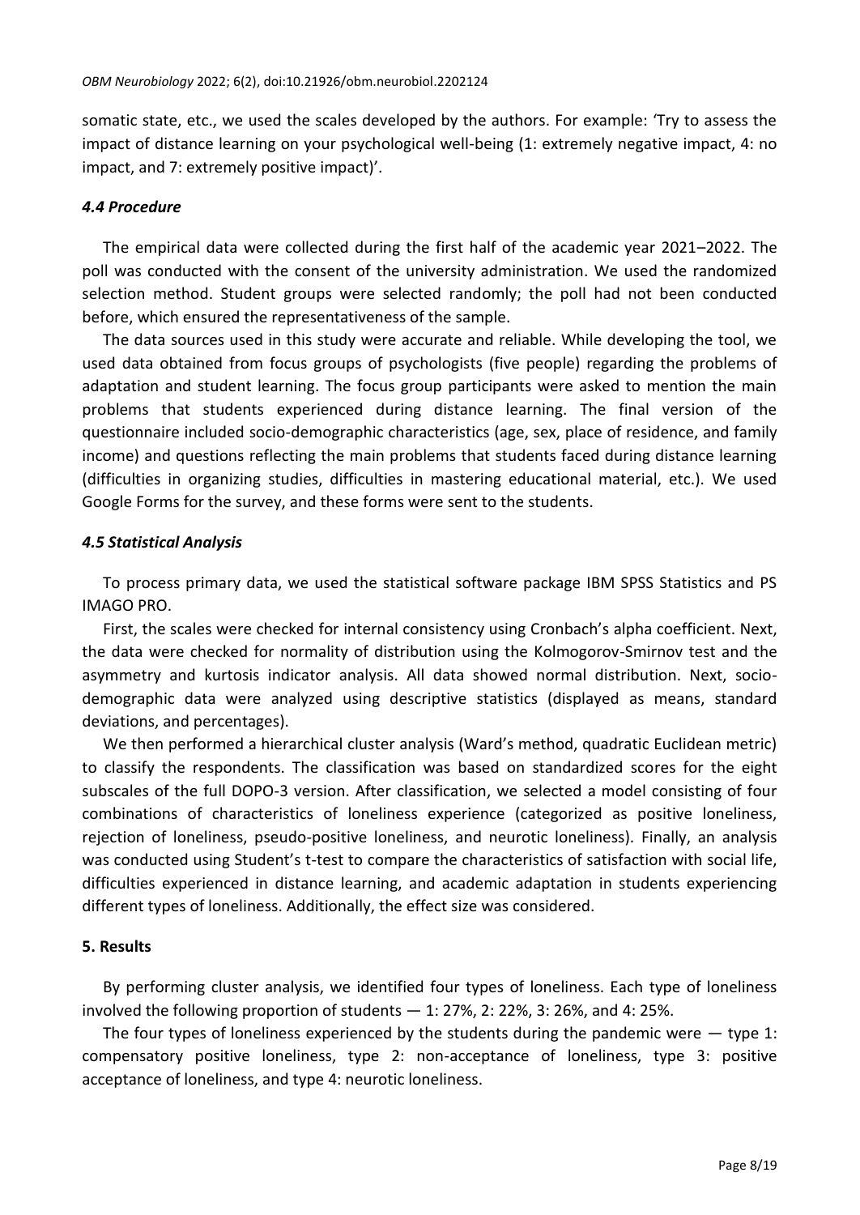somatic state, etc., we used the scales developed by the authors. For example: 'Try to assess the impact of distance learning on your psychological well-being (1: extremely negative impact, 4: no impact, and 7: extremely positive impact)'.

### *4.4 Procedure*

The empirical data were collected during the first half of the academic year 2021–2022. The poll was conducted with the consent of the university administration. We used the randomized selection method. Student groups were selected randomly; the poll had not been conducted before, which ensured the representativeness of the sample.

The data sources used in this study were accurate and reliable. While developing the tool, we used data obtained from focus groups of psychologists (five people) regarding the problems of adaptation and student learning. The focus group participants were asked to mention the main problems that students experienced during distance learning. The final version of the questionnaire included socio-demographic characteristics (age, sex, place of residence, and family income) and questions reflecting the main problems that students faced during distance learning (difficulties in organizing studies, difficulties in mastering educational material, etc.). We used Google Forms for the survey, and these forms were sent to the students.

### *4.5 Statistical Analysis*

To process primary data, we used the statistical software package IBM SPSS Statistics and PS IMAGO PRO.

First, the scales were checked for internal consistency using Cronbach's alpha coefficient. Next, the data were checked for normality of distribution using the Kolmogorov-Smirnov test and the asymmetry and kurtosis indicator analysis. All data showed normal distribution. Next, socio-demographic data were analyzed using descriptive statistics (displayed as means, standard deviations, and percentages).

We then performed a hierarchical cluster analysis (Ward's method, quadratic Euclidean metric) to classify the respondents. The classification was based on standardized scores for the eight subscales of the full DOPO-3 version. After classification, we selected a model consisting of four combinations of characteristics of loneliness experience (categorized as positive loneliness, rejection of loneliness, pseudo-positive loneliness, and neurotic loneliness). Finally, an analysis was conducted using Student's t-test to compare the characteristics of satisfaction with social life, difficulties experienced in distance learning, and academic adaptation in students experiencing different types of loneliness. Additionally, the effect size was considered.

## 5. Results

By performing cluster analysis, we identified four types of loneliness. Each type of loneliness involved the following proportion of students — 1: 27%, 2: 22%, 3: 26%, and 4: 25%.

The four types of loneliness experienced by the students during the pandemic were — type 1: compensatory positive loneliness, type 2: non-acceptance of loneliness, type 3: positive acceptance of loneliness, and type 4: neurotic loneliness.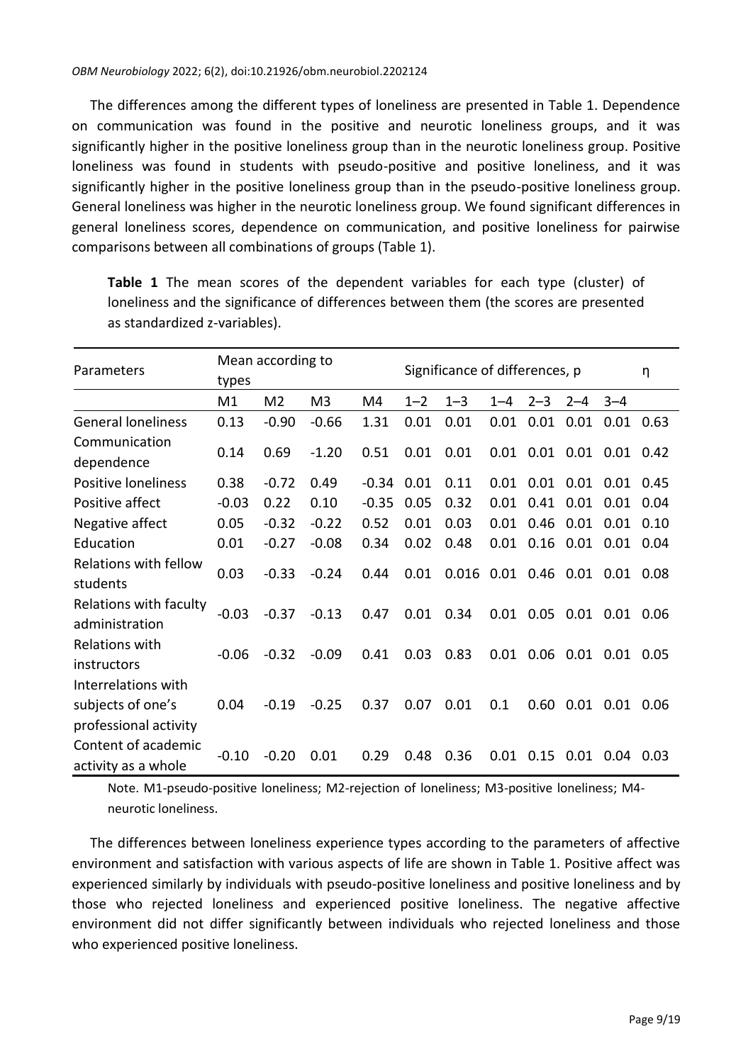The differences among the different types of loneliness are presented in Table 1. Dependence on communication was found in the positive and neurotic loneliness groups, and it was significantly higher in the positive loneliness group than in the neurotic loneliness group. Positive loneliness was found in students with pseudo-positive and positive loneliness, and it was significantly higher in the positive loneliness group than in the pseudo-positive loneliness group. General loneliness was higher in the neurotic loneliness group. We found significant differences in general loneliness scores, dependence on communication, and positive loneliness for pairwise comparisons between all combinations of groups (Table 1).

**Table 1** The mean scores of the dependent variables for each type (cluster) of loneliness and the significance of differences between them (the scores are presented as standardized z-variables).

| Parameters | Mean according to types | | | | Significance of differences, p | | | | | | η |
|---|---|---|---|---|---|---|---|---|---|---|---|
| | M1 | M2 | M3 | M4 | 1–2 | 1–3 | 1–4 | 2–3 | 2–4 | 3–4 | |
| General loneliness | 0.13 | -0.90 | -0.66 | 1.31 | 0.01 | 0.01 | 0.01 | 0.01 | 0.01 | 0.01 | 0.63 |
| Communication dependence | 0.14 | 0.69 | -1.20 | 0.51 | 0.01 | 0.01 | 0.01 | 0.01 | 0.01 | 0.01 | 0.42 |
| Positive loneliness | 0.38 | -0.72 | 0.49 | -0.34 | 0.01 | 0.11 | 0.01 | 0.01 | 0.01 | 0.01 | 0.45 |
| Positive affect | -0.03 | 0.22 | 0.10 | -0.35 | 0.05 | 0.32 | 0.01 | 0.41 | 0.01 | 0.01 | 0.04 |
| Negative affect | 0.05 | -0.32 | -0.22 | 0.52 | 0.01 | 0.03 | 0.01 | 0.46 | 0.01 | 0.01 | 0.10 |
| Education | 0.01 | -0.27 | -0.08 | 0.34 | 0.02 | 0.48 | 0.01 | 0.16 | 0.01 | 0.01 | 0.04 |
| Relations with fellow students | 0.03 | -0.33 | -0.24 | 0.44 | 0.01 | 0.016 | 0.01 | 0.46 | 0.01 | 0.01 | 0.08 |
| Relations with faculty administration | -0.03 | -0.37 | -0.13 | 0.47 | 0.01 | 0.34 | 0.01 | 0.05 | 0.01 | 0.01 | 0.06 |
| Relations with instructors | -0.06 | -0.32 | -0.09 | 0.41 | 0.03 | 0.83 | 0.01 | 0.06 | 0.01 | 0.01 | 0.05 |
| Interrelations with subjects of one's professional activity | 0.04 | -0.19 | -0.25 | 0.37 | 0.07 | 0.01 | 0.1 | 0.60 | 0.01 | 0.01 | 0.06 |
| Content of academic activity as a whole | -0.10 | -0.20 | 0.01 | 0.29 | 0.48 | 0.36 | 0.01 | 0.15 | 0.01 | 0.04 | 0.03 |

Note. M1-pseudo-positive loneliness; M2-rejection of loneliness; M3-positive loneliness; M4-neurotic loneliness.

The differences between loneliness experience types according to the parameters of affective environment and satisfaction with various aspects of life are shown in Table 1. Positive affect was experienced similarly by individuals with pseudo-positive loneliness and positive loneliness and by those who rejected loneliness and experienced positive loneliness. The negative affective environment did not differ significantly between individuals who rejected loneliness and those who experienced positive loneliness.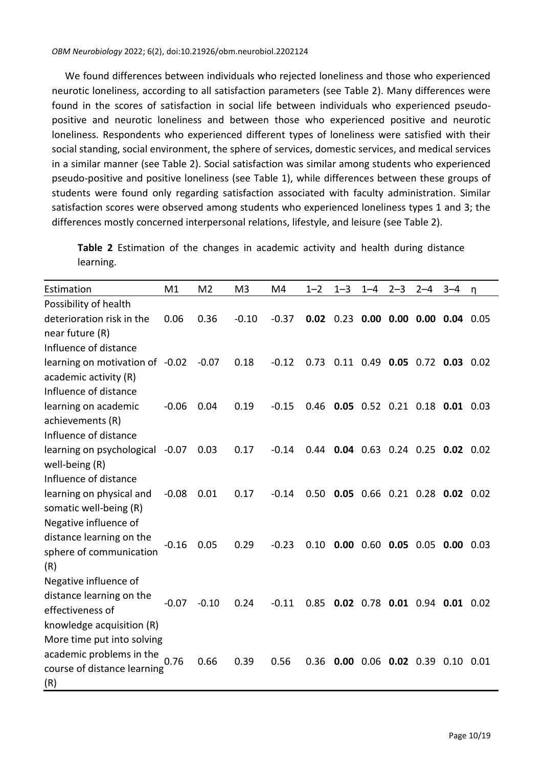We found differences between individuals who rejected loneliness and those who experienced neurotic loneliness, according to all satisfaction parameters (see Table 2). Many differences were found in the scores of satisfaction in social life between individuals who experienced pseudo-positive and neurotic loneliness and between those who experienced positive and neurotic loneliness. Respondents who experienced different types of loneliness were satisfied with their social standing, social environment, the sphere of services, domestic services, and medical services in a similar manner (see Table 2). Social satisfaction was similar among students who experienced pseudo-positive and positive loneliness (see Table 1), while differences between these groups of students were found only regarding satisfaction associated with faculty administration. Similar satisfaction scores were observed among students who experienced loneliness types 1 and 3; the differences mostly concerned interpersonal relations, lifestyle, and leisure (see Table 2).

**Table 2** Estimation of the changes in academic activity and health during distance learning.

| Estimation | M1 | M2 | M3 | M4 | 1–2 | 1–3 | 1–4 | 2–3 | 2–4 | 3–4 | η |
|---|---|---|---|---|---|---|---|---|---|---|---|
| Possibility of health deterioration risk in the near future (R) | 0.06 | 0.36 | -0.10 | -0.37 | **0.02** | 0.23 | **0.00** | **0.00** | **0.00** | **0.04** | 0.05 |
| Influence of distance learning on motivation of academic activity (R) | -0.02 | -0.07 | 0.18 | -0.12 | 0.73 | 0.11 | 0.49 | **0.05** | 0.72 | **0.03** | 0.02 |
| Influence of distance learning on academic achievements (R) | -0.06 | 0.04 | 0.19 | -0.15 | 0.46 | **0.05** | 0.52 | 0.21 | 0.18 | **0.01** | 0.03 |
| Influence of distance learning on psychological well-being (R) | -0.07 | 0.03 | 0.17 | -0.14 | 0.44 | **0.04** | 0.63 | 0.24 | 0.25 | **0.02** | 0.02 |
| Influence of distance learning on physical and somatic well-being (R) | -0.08 | 0.01 | 0.17 | -0.14 | 0.50 | **0.05** | 0.66 | 0.21 | 0.28 | **0.02** | 0.02 |
| Negative influence of distance learning on the sphere of communication (R) | -0.16 | 0.05 | 0.29 | -0.23 | 0.10 | **0.00** | 0.60 | **0.05** | 0.05 | **0.00** | 0.03 |
| Negative influence of distance learning on the effectiveness of knowledge acquisition (R) | -0.07 | -0.10 | 0.24 | -0.11 | 0.85 | **0.02** | 0.78 | **0.01** | 0.94 | **0.01** | 0.02 |
| More time put into solving academic problems in the course of distance learning (R) | 0.76 | 0.66 | 0.39 | 0.56 | 0.36 | **0.00** | 0.06 | **0.02** | 0.39 | 0.10 | 0.01 |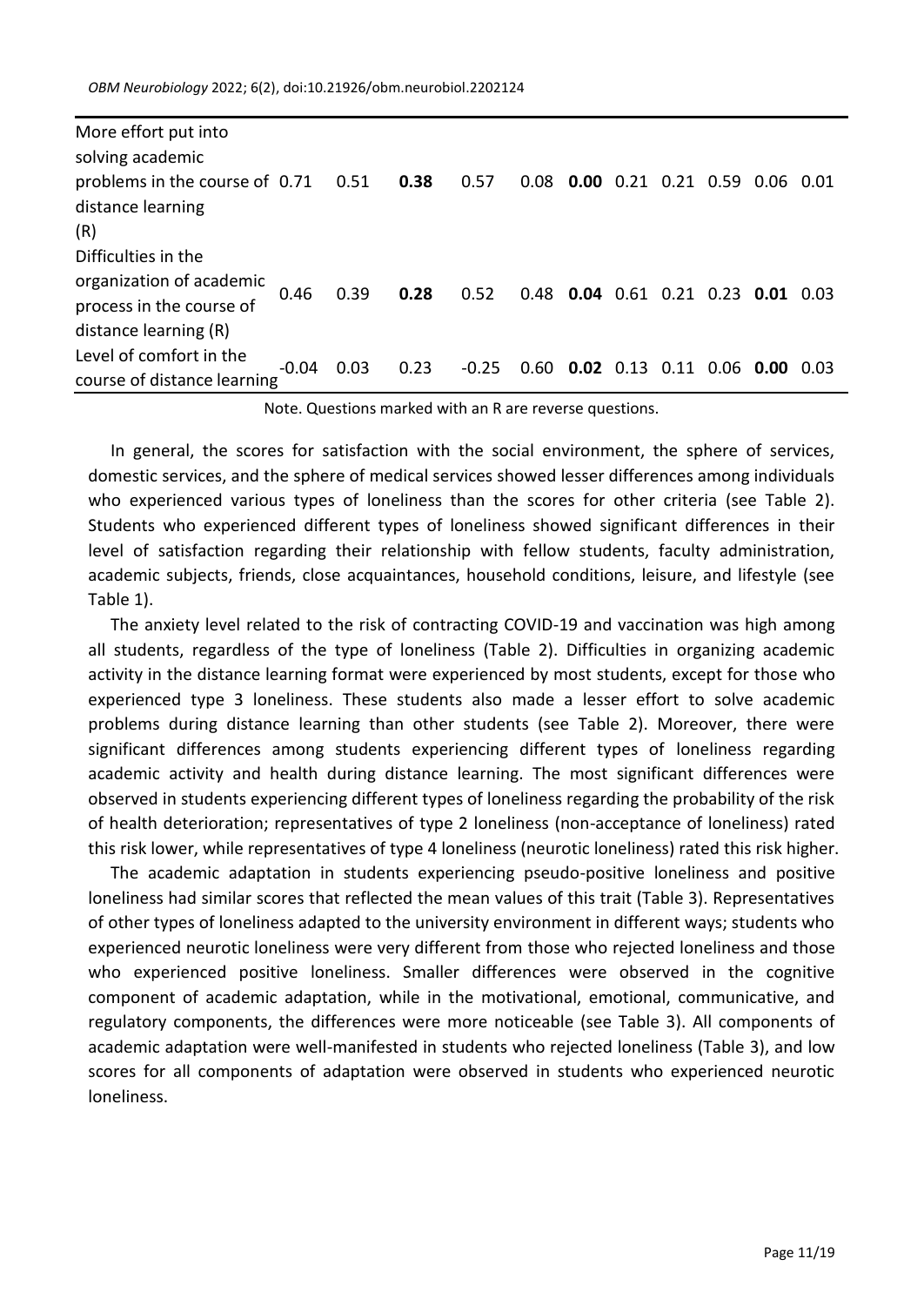| | | | | | | | | | | | |
|---|---|---|---|---|---|---|---|---|---|---|---|
| More effort put into solving academic problems in the course of distance learning (R) | 0.71 | 0.51 | **0.38** | 0.57 | 0.08 | **0.00** | 0.21 | 0.21 | 0.59 | 0.06 | 0.01 |
| Difficulties in the organization of academic process in the course of distance learning (R) | 0.46 | 0.39 | **0.28** | 0.52 | 0.48 | **0.04** | 0.61 | 0.21 | 0.23 | **0.01** | 0.03 |
| Level of comfort in the course of distance learning | -0.04 | 0.03 | 0.23 | -0.25 | 0.60 | **0.02** | 0.13 | 0.11 | 0.06 | **0.00** | 0.03 |

Note. Questions marked with an R are reverse questions.

In general, the scores for satisfaction with the social environment, the sphere of services, domestic services, and the sphere of medical services showed lesser differences among individuals who experienced various types of loneliness than the scores for other criteria (see Table 2). Students who experienced different types of loneliness showed significant differences in their level of satisfaction regarding their relationship with fellow students, faculty administration, academic subjects, friends, close acquaintances, household conditions, leisure, and lifestyle (see Table 1).

The anxiety level related to the risk of contracting COVID-19 and vaccination was high among all students, regardless of the type of loneliness (Table 2). Difficulties in organizing academic activity in the distance learning format were experienced by most students, except for those who experienced type 3 loneliness. These students also made a lesser effort to solve academic problems during distance learning than other students (see Table 2). Moreover, there were significant differences among students experiencing different types of loneliness regarding academic activity and health during distance learning. The most significant differences were observed in students experiencing different types of loneliness regarding the probability of the risk of health deterioration; representatives of type 2 loneliness (non-acceptance of loneliness) rated this risk lower, while representatives of type 4 loneliness (neurotic loneliness) rated this risk higher.

The academic adaptation in students experiencing pseudo-positive loneliness and positive loneliness had similar scores that reflected the mean values of this trait (Table 3). Representatives of other types of loneliness adapted to the university environment in different ways; students who experienced neurotic loneliness were very different from those who rejected loneliness and those who experienced positive loneliness. Smaller differences were observed in the cognitive component of academic adaptation, while in the motivational, emotional, communicative, and regulatory components, the differences were more noticeable (see Table 3). All components of academic adaptation were well-manifested in students who rejected loneliness (Table 3), and low scores for all components of adaptation were observed in students who experienced neurotic loneliness.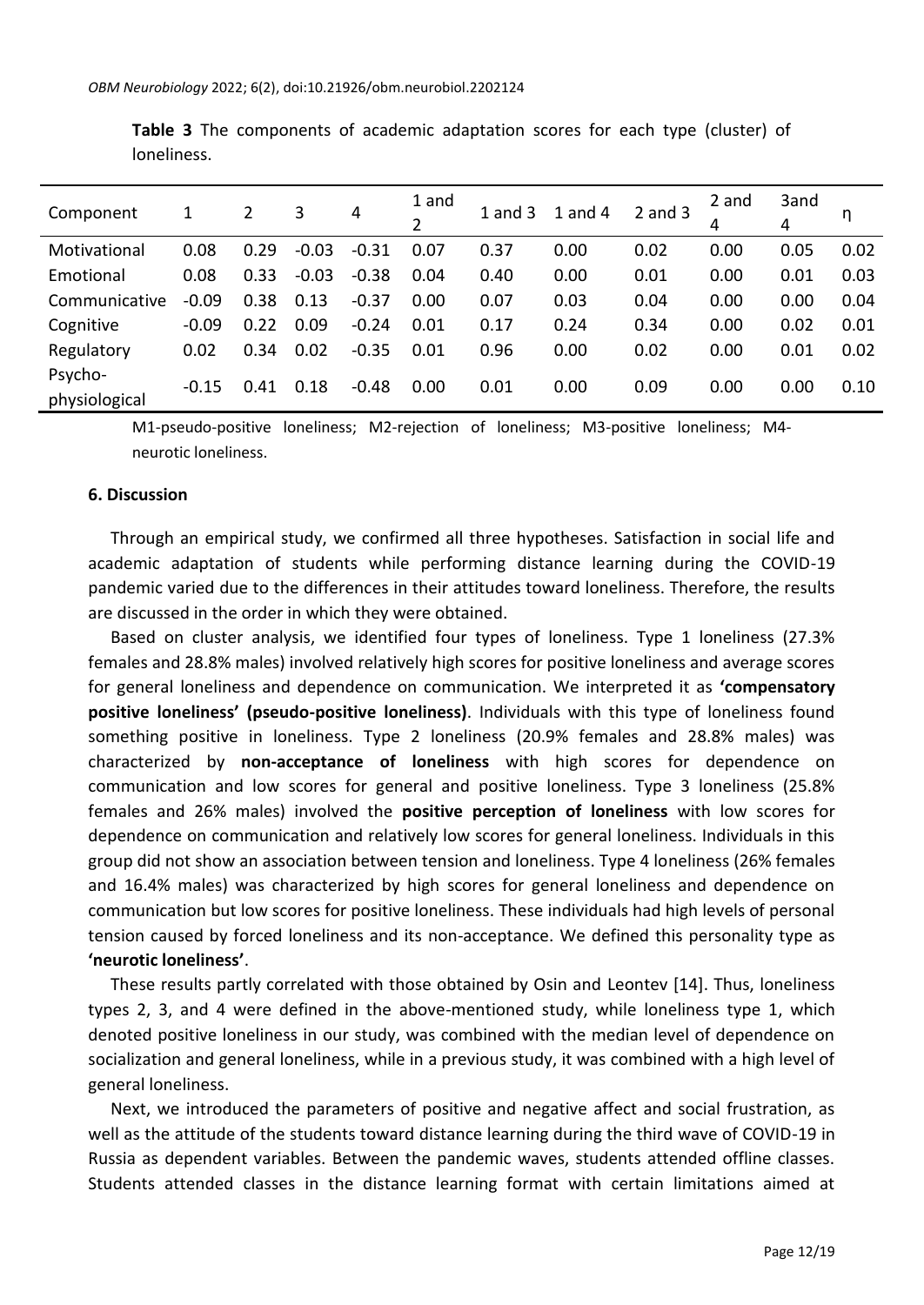**Table 3** The components of academic adaptation scores for each type (cluster) of loneliness.

| Component | 1 | 2 | 3 | 4 | 1 and 2 | 1 and 3 | 1 and 4 | 2 and 3 | 2 and 4 | 3and 4 | η |
|---|---|---|---|---|---|---|---|---|---|---|---|
| Motivational | 0.08 | 0.29 | -0.03 | -0.31 | 0.07 | 0.37 | 0.00 | 0.02 | 0.00 | 0.05 | 0.02 |
| Emotional | 0.08 | 0.33 | -0.03 | -0.38 | 0.04 | 0.40 | 0.00 | 0.01 | 0.00 | 0.01 | 0.03 |
| Communicative | -0.09 | 0.38 | 0.13 | -0.37 | 0.00 | 0.07 | 0.03 | 0.04 | 0.00 | 0.00 | 0.04 |
| Cognitive | -0.09 | 0.22 | 0.09 | -0.24 | 0.01 | 0.17 | 0.24 | 0.34 | 0.00 | 0.02 | 0.01 |
| Regulatory | 0.02 | 0.34 | 0.02 | -0.35 | 0.01 | 0.96 | 0.00 | 0.02 | 0.00 | 0.01 | 0.02 |
| Psycho-physiological | -0.15 | 0.41 | 0.18 | -0.48 | 0.00 | 0.01 | 0.00 | 0.09 | 0.00 | 0.00 | 0.10 |

M1-pseudo-positive loneliness; M2-rejection of loneliness; M3-positive loneliness; M4-neurotic loneliness.

### 6. Discussion

Through an empirical study, we confirmed all three hypotheses. Satisfaction in social life and academic adaptation of students while performing distance learning during the COVID-19 pandemic varied due to the differences in their attitudes toward loneliness. Therefore, the results are discussed in the order in which they were obtained.

Based on cluster analysis, we identified four types of loneliness. Type 1 loneliness (27.3% females and 28.8% males) involved relatively high scores for positive loneliness and average scores for general loneliness and dependence on communication. We interpreted it as **'compensatory positive loneliness' (pseudo-positive loneliness)**. Individuals with this type of loneliness found something positive in loneliness. Type 2 loneliness (20.9% females and 28.8% males) was characterized by **non-acceptance of loneliness** with high scores for dependence on communication and low scores for general and positive loneliness. Type 3 loneliness (25.8% females and 26% males) involved the **positive perception of loneliness** with low scores for dependence on communication and relatively low scores for general loneliness. Individuals in this group did not show an association between tension and loneliness. Type 4 loneliness (26% females and 16.4% males) was characterized by high scores for general loneliness and dependence on communication but low scores for positive loneliness. These individuals had high levels of personal tension caused by forced loneliness and its non-acceptance. We defined this personality type as **'neurotic loneliness'**.

These results partly correlated with those obtained by Osin and Leontev [14]. Thus, loneliness types 2, 3, and 4 were defined in the above-mentioned study, while loneliness type 1, which denoted positive loneliness in our study, was combined with the median level of dependence on socialization and general loneliness, while in a previous study, it was combined with a high level of general loneliness.

Next, we introduced the parameters of positive and negative affect and social frustration, as well as the attitude of the students toward distance learning during the third wave of COVID-19 in Russia as dependent variables. Between the pandemic waves, students attended offline classes. Students attended classes in the distance learning format with certain limitations aimed at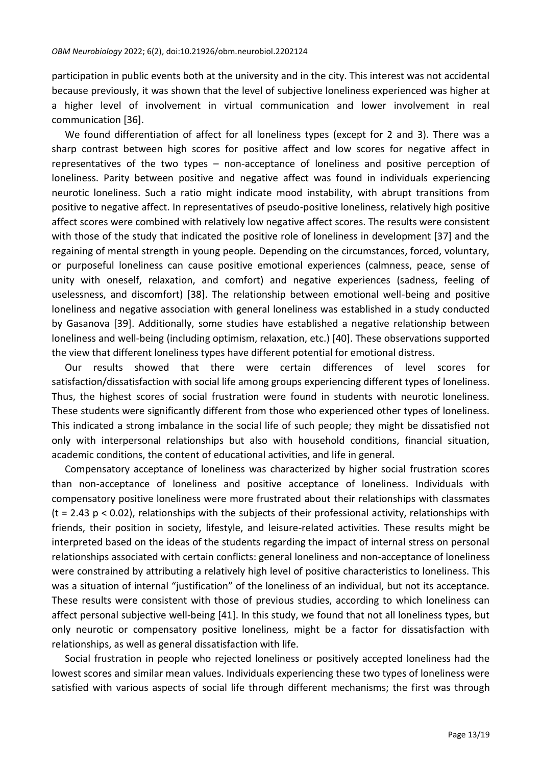participation in public events both at the university and in the city. This interest was not accidental because previously, it was shown that the level of subjective loneliness experienced was higher at a higher level of involvement in virtual communication and lower involvement in real communication [36].

We found differentiation of affect for all loneliness types (except for 2 and 3). There was a sharp contrast between high scores for positive affect and low scores for negative affect in representatives of the two types – non-acceptance of loneliness and positive perception of loneliness. Parity between positive and negative affect was found in individuals experiencing neurotic loneliness. Such a ratio might indicate mood instability, with abrupt transitions from positive to negative affect. In representatives of pseudo-positive loneliness, relatively high positive affect scores were combined with relatively low negative affect scores. The results were consistent with those of the study that indicated the positive role of loneliness in development [37] and the regaining of mental strength in young people. Depending on the circumstances, forced, voluntary, or purposeful loneliness can cause positive emotional experiences (calmness, peace, sense of unity with oneself, relaxation, and comfort) and negative experiences (sadness, feeling of uselessness, and discomfort) [38]. The relationship between emotional well-being and positive loneliness and negative association with general loneliness was established in a study conducted by Gasanova [39]. Additionally, some studies have established a negative relationship between loneliness and well-being (including optimism, relaxation, etc.) [40]. These observations supported the view that different loneliness types have different potential for emotional distress.

Our results showed that there were certain differences of level scores for satisfaction/dissatisfaction with social life among groups experiencing different types of loneliness. Thus, the highest scores of social frustration were found in students with neurotic loneliness. These students were significantly different from those who experienced other types of loneliness. This indicated a strong imbalance in the social life of such people; they might be dissatisfied not only with interpersonal relationships but also with household conditions, financial situation, academic conditions, the content of educational activities, and life in general.

Compensatory acceptance of loneliness was characterized by higher social frustration scores than non-acceptance of loneliness and positive acceptance of loneliness. Individuals with compensatory positive loneliness were more frustrated about their relationships with classmates ($t = 2.43$ $p < 0.02$), relationships with the subjects of their professional activity, relationships with friends, their position in society, lifestyle, and leisure-related activities. These results might be interpreted based on the ideas of the students regarding the impact of internal stress on personal relationships associated with certain conflicts: general loneliness and non-acceptance of loneliness were constrained by attributing a relatively high level of positive characteristics to loneliness. This was a situation of internal "justification" of the loneliness of an individual, but not its acceptance. These results were consistent with those of previous studies, according to which loneliness can affect personal subjective well-being [41]. In this study, we found that not all loneliness types, but only neurotic or compensatory positive loneliness, might be a factor for dissatisfaction with relationships, as well as general dissatisfaction with life.

Social frustration in people who rejected loneliness or positively accepted loneliness had the lowest scores and similar mean values. Individuals experiencing these two types of loneliness were satisfied with various aspects of social life through different mechanisms; the first was through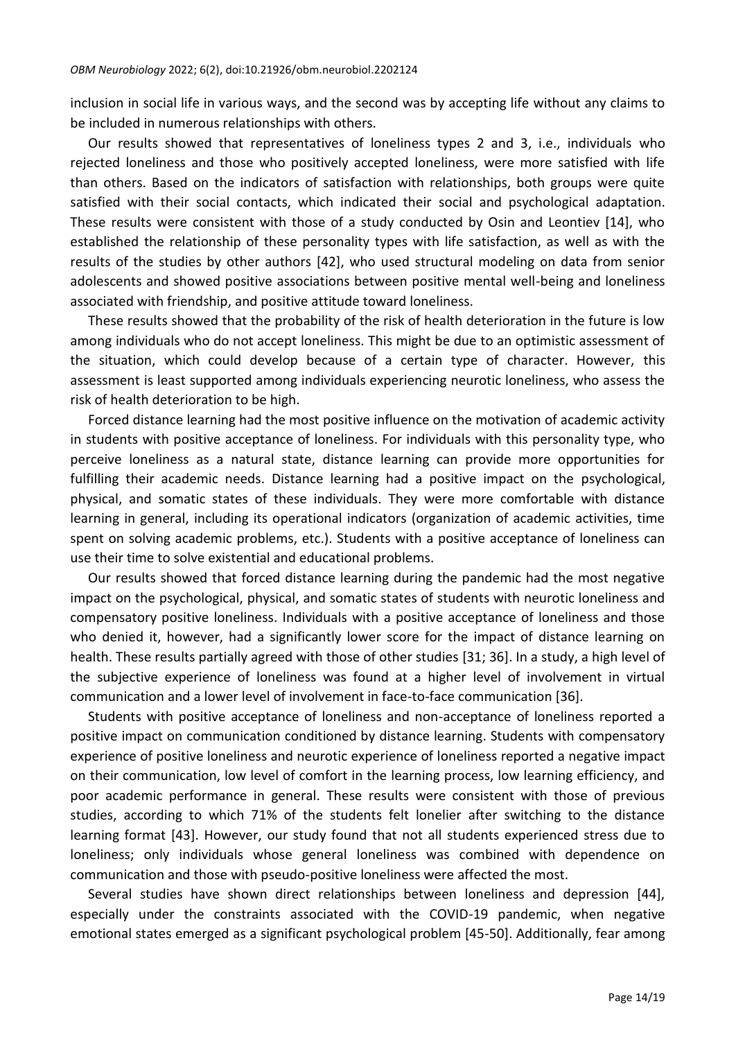inclusion in social life in various ways, and the second was by accepting life without any claims to be included in numerous relationships with others.

Our results showed that representatives of loneliness types 2 and 3, i.e., individuals who rejected loneliness and those who positively accepted loneliness, were more satisfied with life than others. Based on the indicators of satisfaction with relationships, both groups were quite satisfied with their social contacts, which indicated their social and psychological adaptation. These results were consistent with those of a study conducted by Osin and Leontiev [14], who established the relationship of these personality types with life satisfaction, as well as with the results of the studies by other authors [42], who used structural modeling on data from senior adolescents and showed positive associations between positive mental well-being and loneliness associated with friendship, and positive attitude toward loneliness.

These results showed that the probability of the risk of health deterioration in the future is low among individuals who do not accept loneliness. This might be due to an optimistic assessment of the situation, which could develop because of a certain type of character. However, this assessment is least supported among individuals experiencing neurotic loneliness, who assess the risk of health deterioration to be high.

Forced distance learning had the most positive influence on the motivation of academic activity in students with positive acceptance of loneliness. For individuals with this personality type, who perceive loneliness as a natural state, distance learning can provide more opportunities for fulfilling their academic needs. Distance learning had a positive impact on the psychological, physical, and somatic states of these individuals. They were more comfortable with distance learning in general, including its operational indicators (organization of academic activities, time spent on solving academic problems, etc.). Students with a positive acceptance of loneliness can use their time to solve existential and educational problems.

Our results showed that forced distance learning during the pandemic had the most negative impact on the psychological, physical, and somatic states of students with neurotic loneliness and compensatory positive loneliness. Individuals with a positive acceptance of loneliness and those who denied it, however, had a significantly lower score for the impact of distance learning on health. These results partially agreed with those of other studies [31; 36]. In a study, a high level of the subjective experience of loneliness was found at a higher level of involvement in virtual communication and a lower level of involvement in face-to-face communication [36].

Students with positive acceptance of loneliness and non-acceptance of loneliness reported a positive impact on communication conditioned by distance learning. Students with compensatory experience of positive loneliness and neurotic experience of loneliness reported a negative impact on their communication, low level of comfort in the learning process, low learning efficiency, and poor academic performance in general. These results were consistent with those of previous studies, according to which 71% of the students felt lonelier after switching to the distance learning format [43]. However, our study found that not all students experienced stress due to loneliness; only individuals whose general loneliness was combined with dependence on communication and those with pseudo-positive loneliness were affected the most.

Several studies have shown direct relationships between loneliness and depression [44], especially under the constraints associated with the COVID-19 pandemic, when negative emotional states emerged as a significant psychological problem [45-50]. Additionally, fear among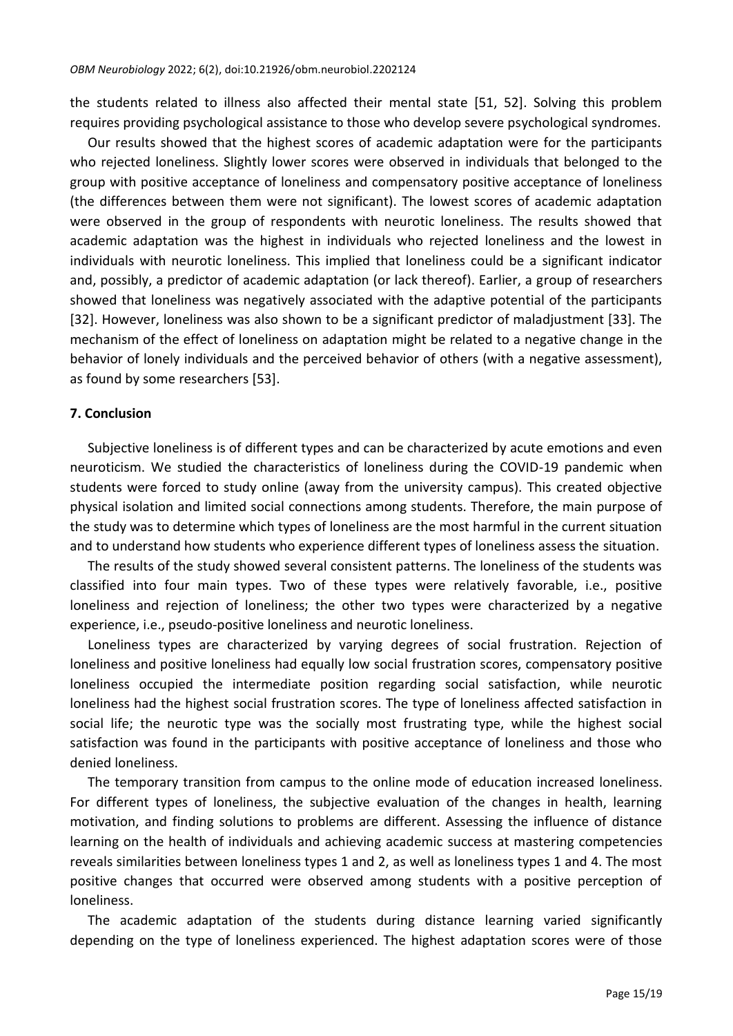the students related to illness also affected their mental state [51, 52]. Solving this problem requires providing psychological assistance to those who develop severe psychological syndromes.

Our results showed that the highest scores of academic adaptation were for the participants who rejected loneliness. Slightly lower scores were observed in individuals that belonged to the group with positive acceptance of loneliness and compensatory positive acceptance of loneliness (the differences between them were not significant). The lowest scores of academic adaptation were observed in the group of respondents with neurotic loneliness. The results showed that academic adaptation was the highest in individuals who rejected loneliness and the lowest in individuals with neurotic loneliness. This implied that loneliness could be a significant indicator and, possibly, a predictor of academic adaptation (or lack thereof). Earlier, a group of researchers showed that loneliness was negatively associated with the adaptive potential of the participants [32]. However, loneliness was also shown to be a significant predictor of maladjustment [33]. The mechanism of the effect of loneliness on adaptation might be related to a negative change in the behavior of lonely individuals and the perceived behavior of others (with a negative assessment), as found by some researchers [53].

## 7. Conclusion

Subjective loneliness is of different types and can be characterized by acute emotions and even neuroticism. We studied the characteristics of loneliness during the COVID-19 pandemic when students were forced to study online (away from the university campus). This created objective physical isolation and limited social connections among students. Therefore, the main purpose of the study was to determine which types of loneliness are the most harmful in the current situation and to understand how students who experience different types of loneliness assess the situation.

The results of the study showed several consistent patterns. The loneliness of the students was classified into four main types. Two of these types were relatively favorable, i.e., positive loneliness and rejection of loneliness; the other two types were characterized by a negative experience, i.e., pseudo-positive loneliness and neurotic loneliness.

Loneliness types are characterized by varying degrees of social frustration. Rejection of loneliness and positive loneliness had equally low social frustration scores, compensatory positive loneliness occupied the intermediate position regarding social satisfaction, while neurotic loneliness had the highest social frustration scores. The type of loneliness affected satisfaction in social life; the neurotic type was the socially most frustrating type, while the highest social satisfaction was found in the participants with positive acceptance of loneliness and those who denied loneliness.

The temporary transition from campus to the online mode of education increased loneliness. For different types of loneliness, the subjective evaluation of the changes in health, learning motivation, and finding solutions to problems are different. Assessing the influence of distance learning on the health of individuals and achieving academic success at mastering competencies reveals similarities between loneliness types 1 and 2, as well as loneliness types 1 and 4. The most positive changes that occurred were observed among students with a positive perception of loneliness.

The academic adaptation of the students during distance learning varied significantly depending on the type of loneliness experienced. The highest adaptation scores were of those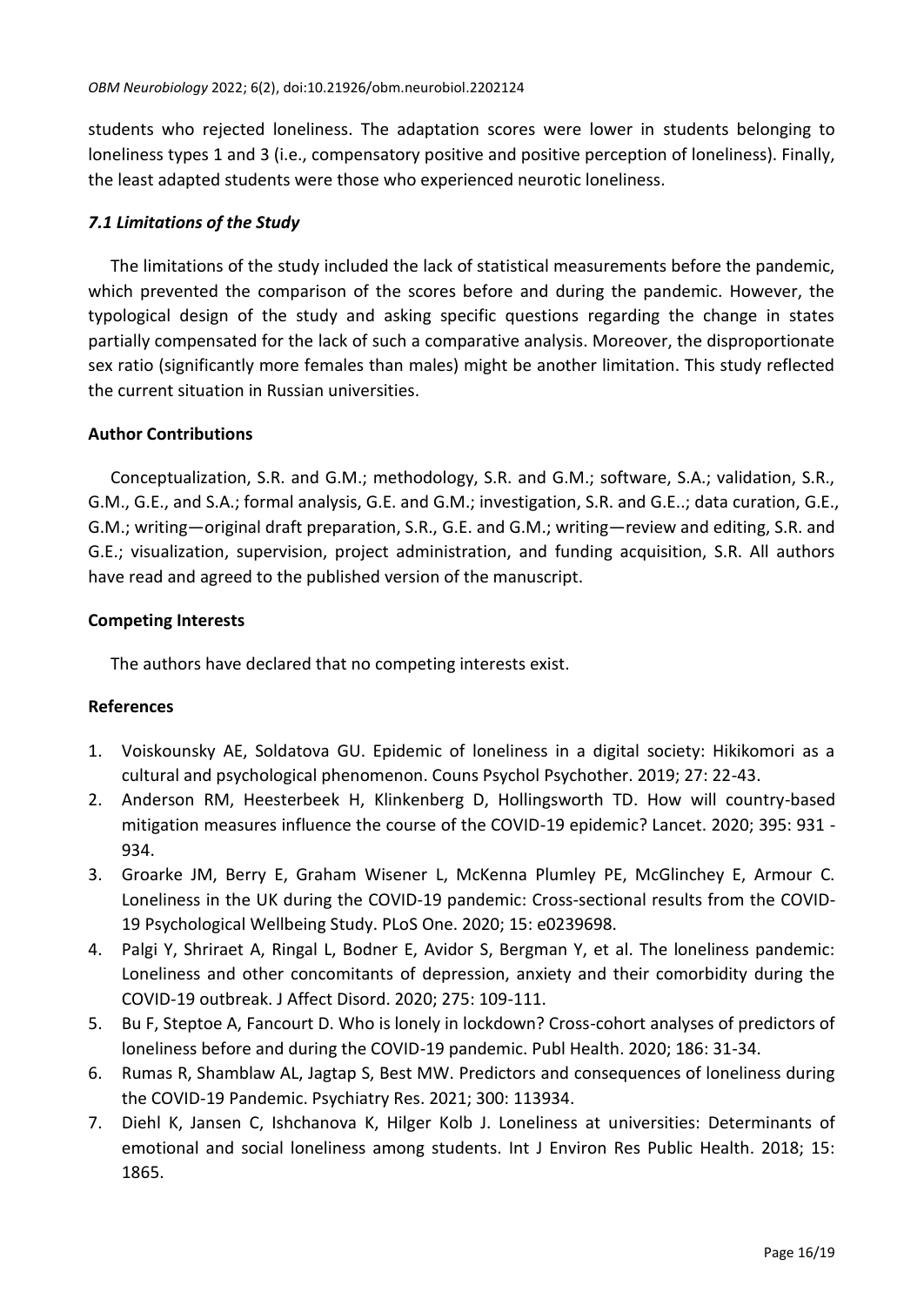students who rejected loneliness. The adaptation scores were lower in students belonging to loneliness types 1 and 3 (i.e., compensatory positive and positive perception of loneliness). Finally, the least adapted students were those who experienced neurotic loneliness.

### *7.1 Limitations of the Study*

The limitations of the study included the lack of statistical measurements before the pandemic, which prevented the comparison of the scores before and during the pandemic. However, the typological design of the study and asking specific questions regarding the change in states partially compensated for the lack of such a comparative analysis. Moreover, the disproportionate sex ratio (significantly more females than males) might be another limitation. This study reflected the current situation in Russian universities.

## Author Contributions

Conceptualization, S.R. and G.M.; methodology, S.R. and G.M.; software, S.A.; validation, S.R., G.M., G.E., and S.A.; formal analysis, G.E. and G.M.; investigation, S.R. and G.E..; data curation, G.E., G.M.; writing—original draft preparation, S.R., G.E. and G.M.; writing—review and editing, S.R. and G.E.; visualization, supervision, project administration, and funding acquisition, S.R. All authors have read and agreed to the published version of the manuscript.

## Competing Interests

The authors have declared that no competing interests exist.

## References

1. Voiskounsky AE, Soldatova GU. Epidemic of loneliness in a digital society: Hikikomori as a cultural and psychological phenomenon. Couns Psychol Psychother. 2019; 27: 22-43.
2. Anderson RM, Heesterbeek H, Klinkenberg D, Hollingsworth TD. How will country-based mitigation measures influence the course of the COVID-19 epidemic? Lancet. 2020; 395: 931 - 934.
3. Groarke JM, Berry E, Graham Wisener L, McKenna Plumley PE, McGlinchey E, Armour C. Loneliness in the UK during the COVID-19 pandemic: Cross-sectional results from the COVID-19 Psychological Wellbeing Study. PLoS One. 2020; 15: e0239698.
4. Palgi Y, Shriraet A, Ringal L, Bodner E, Avidor S, Bergman Y, et al. The loneliness pandemic: Loneliness and other concomitants of depression, anxiety and their comorbidity during the COVID-19 outbreak. J Affect Disord. 2020; 275: 109-111.
5. Bu F, Steptoe A, Fancourt D. Who is lonely in lockdown? Cross-cohort analyses of predictors of loneliness before and during the COVID-19 pandemic. Publ Health. 2020; 186: 31-34.
6. Rumas R, Shamblaw AL, Jagtap S, Best MW. Predictors and consequences of loneliness during the COVID-19 Pandemic. Psychiatry Res. 2021; 300: 113934.
7. Diehl K, Jansen C, Ishchanova K, Hilger Kolb J. Loneliness at universities: Determinants of emotional and social loneliness among students. Int J Environ Res Public Health. 2018; 15: 1865.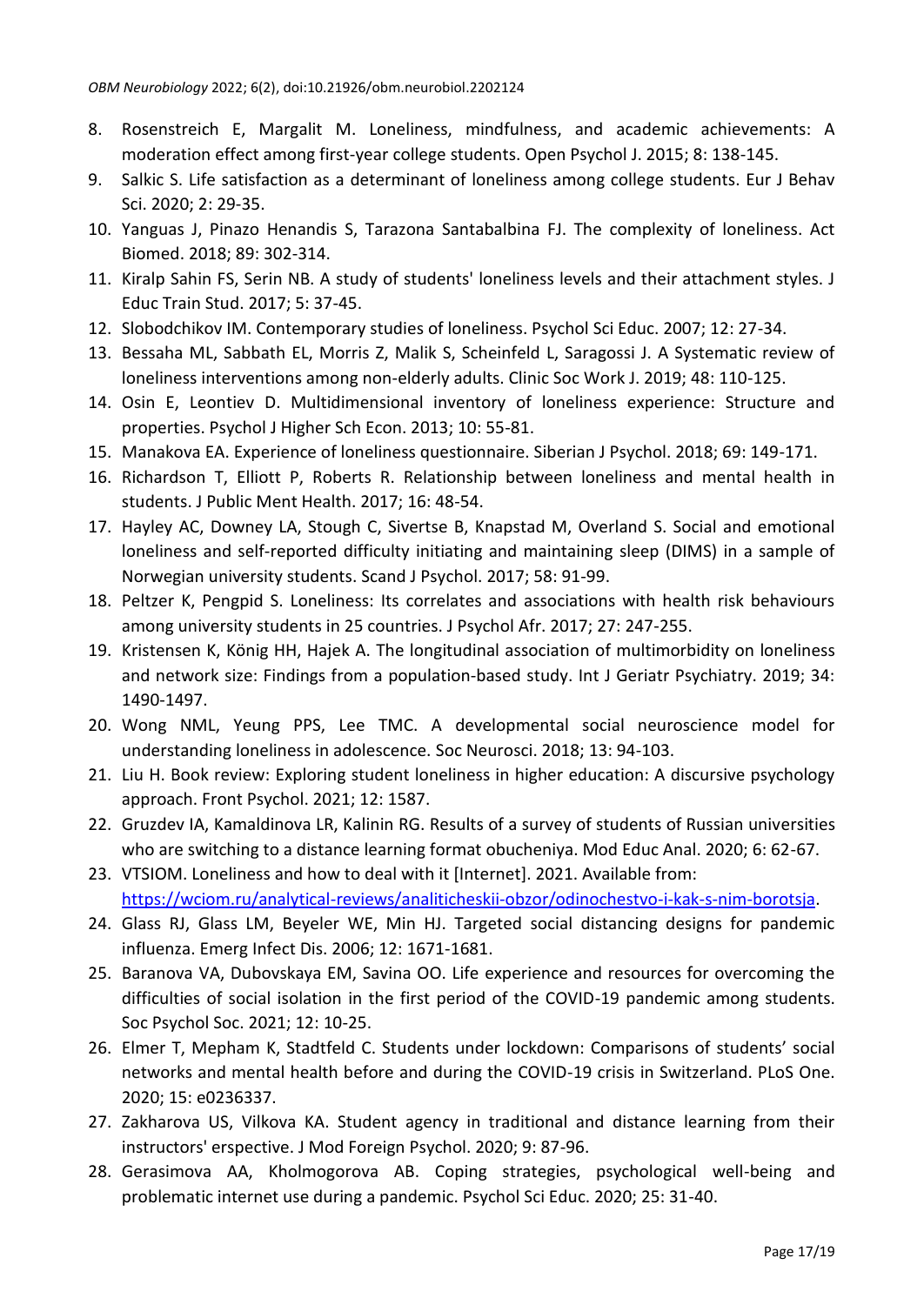8. Rosenstreich E, Margalit M. Loneliness, mindfulness, and academic achievements: A moderation effect among first-year college students. Open Psychol J. 2015; 8: 138-145.
9. Salkic S. Life satisfaction as a determinant of loneliness among college students. Eur J Behav Sci. 2020; 2: 29-35.
10. Yanguas J, Pinazo Henandis S, Tarazona Santabalbina FJ. The complexity of loneliness. Act Biomed. 2018; 89: 302-314.
11. Kiralp Sahin FS, Serin NB. A study of students' loneliness levels and their attachment styles. J Educ Train Stud. 2017; 5: 37-45.
12. Slobodchikov IM. Contemporary studies of loneliness. Psychol Sci Educ. 2007; 12: 27-34.
13. Bessaha ML, Sabbath EL, Morris Z, Malik S, Scheinfeld L, Saragossi J. A Systematic review of loneliness interventions among non-elderly adults. Clinic Soc Work J. 2019; 48: 110-125.
14. Osin E, Leontiev D. Multidimensional inventory of loneliness experience: Structure and properties. Psychol J Higher Sch Econ. 2013; 10: 55-81.
15. Manakova EA. Experience of loneliness questionnaire. Siberian J Psychol. 2018; 69: 149-171.
16. Richardson T, Elliott P, Roberts R. Relationship between loneliness and mental health in students. J Public Ment Health. 2017; 16: 48-54.
17. Hayley AC, Downey LA, Stough C, Sivertse B, Knapstad M, Overland S. Social and emotional loneliness and self-reported difficulty initiating and maintaining sleep (DIMS) in a sample of Norwegian university students. Scand J Psychol. 2017; 58: 91-99.
18. Peltzer K, Pengpid S. Loneliness: Its correlates and associations with health risk behaviours among university students in 25 countries. J Psychol Afr. 2017; 27: 247-255.
19. Kristensen K, König HH, Hajek A. The longitudinal association of multimorbidity on loneliness and network size: Findings from a population-based study. Int J Geriatr Psychiatry. 2019; 34: 1490-1497.
20. Wong NML, Yeung PPS, Lee TMC. A developmental social neuroscience model for understanding loneliness in adolescence. Soc Neurosci. 2018; 13: 94-103.
21. Liu H. Book review: Exploring student loneliness in higher education: A discursive psychology approach. Front Psychol. 2021; 12: 1587.
22. Gruzdev IA, Kamaldinova LR, Kalinin RG. Results of a survey of students of Russian universities who are switching to a distance learning format obucheniya. Mod Educ Anal. 2020; 6: 62-67.
23. VTSIOM. Loneliness and how to deal with it [Internet]. 2021. Available from: https://wciom.ru/analytical-reviews/analiticheskii-obzor/odinochestvo-i-kak-s-nim-borotsja.
24. Glass RJ, Glass LM, Beyeler WE, Min HJ. Targeted social distancing designs for pandemic influenza. Emerg Infect Dis. 2006; 12: 1671-1681.
25. Baranova VA, Dubovskaya EM, Savina OO. Life experience and resources for overcoming the difficulties of social isolation in the first period of the COVID-19 pandemic among students. Soc Psychol Soc. 2021; 12: 10-25.
26. Elmer T, Mepham K, Stadtfeld C. Students under lockdown: Comparisons of students' social networks and mental health before and during the COVID-19 crisis in Switzerland. PLoS One. 2020; 15: e0236337.
27. Zakharova US, Vilkova KA. Student agency in traditional and distance learning from their instructors' erspective. J Mod Foreign Psychol. 2020; 9: 87-96.
28. Gerasimova AA, Kholmogorova AB. Coping strategies, psychological well-being and problematic internet use during a pandemic. Psychol Sci Educ. 2020; 25: 31-40.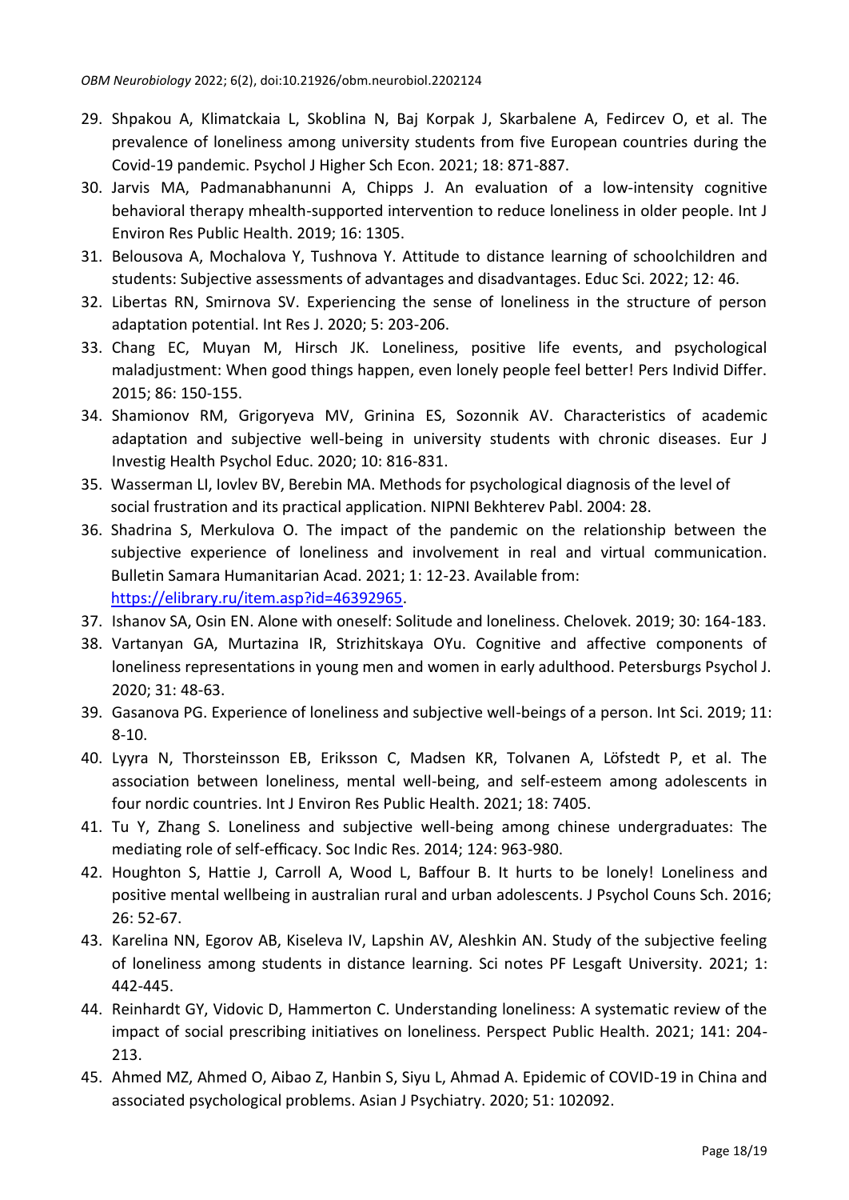29. Shpakou A, Klimatckaia L, Skoblina N, Baj Korpak J, Skarbalene A, Fedircev O, et al. The prevalence of loneliness among university students from five European countries during the Covid-19 pandemic. Psychol J Higher Sch Econ. 2021; 18: 871-887.
30. Jarvis MA, Padmanabhanunni A, Chipps J. An evaluation of a low-intensity cognitive behavioral therapy mhealth-supported intervention to reduce loneliness in older people. Int J Environ Res Public Health. 2019; 16: 1305.
31. Belousova A, Mochalova Y, Tushnova Y. Attitude to distance learning of schoolchildren and students: Subjective assessments of advantages and disadvantages. Educ Sci. 2022; 12: 46.
32. Libertas RN, Smirnova SV. Experiencing the sense of loneliness in the structure of person adaptation potential. Int Res J. 2020; 5: 203-206.
33. Chang EC, Muyan M, Hirsch JK. Loneliness, positive life events, and psychological maladjustment: When good things happen, even lonely people feel better! Pers Individ Differ. 2015; 86: 150-155.
34. Shamionov RM, Grigoryeva MV, Grinina ES, Sozonnik AV. Characteristics of academic adaptation and subjective well-being in university students with chronic diseases. Eur J Investig Health Psychol Educ. 2020; 10: 816-831.
35. Wasserman LI, Iovlev BV, Berebin MA. Methods for psychological diagnosis of the level of social frustration and its practical application. NIPNI Bekhterev Pabl. 2004: 28.
36. Shadrina S, Merkulova O. The impact of the pandemic on the relationship between the subjective experience of loneliness and involvement in real and virtual communication. Bulletin Samara Humanitarian Acad. 2021; 1: 12-23. Available from: https://elibrary.ru/item.asp?id=46392965.
37. Ishanov SA, Osin EN. Alone with oneself: Solitude and loneliness. Chelovek. 2019; 30: 164-183.
38. Vartanyan GA, Murtazina IR, Strizhitskaya OYu. Cognitive and affective components of loneliness representations in young men and women in early adulthood. Petersburgs Psychol J. 2020; 31: 48-63.
39. Gasanova PG. Experience of loneliness and subjective well-beings of a person. Int Sci. 2019; 11: 8-10.
40. Lyyra N, Thorsteinsson EB, Eriksson C, Madsen KR, Tolvanen A, Löfstedt P, et al. The association between loneliness, mental well-being, and self-esteem among adolescents in four nordic countries. Int J Environ Res Public Health. 2021; 18: 7405.
41. Tu Y, Zhang S. Loneliness and subjective well-being among chinese undergraduates: The mediating role of self-efficacy. Soc Indic Res. 2014; 124: 963-980.
42. Houghton S, Hattie J, Carroll A, Wood L, Baffour B. It hurts to be lonely! Loneliness and positive mental wellbeing in australian rural and urban adolescents. J Psychol Couns Sch. 2016; 26: 52-67.
43. Karelina NN, Egorov AB, Kiseleva IV, Lapshin AV, Aleshkin AN. Study of the subjective feeling of loneliness among students in distance learning. Sci notes PF Lesgaft University. 2021; 1: 442-445.
44. Reinhardt GY, Vidovic D, Hammerton C. Understanding loneliness: A systematic review of the impact of social prescribing initiatives on loneliness. Perspect Public Health. 2021; 141: 204-213.
45. Ahmed MZ, Ahmed O, Aibao Z, Hanbin S, Siyu L, Ahmad A. Epidemic of COVID-19 in China and associated psychological problems. Asian J Psychiatry. 2020; 51: 102092.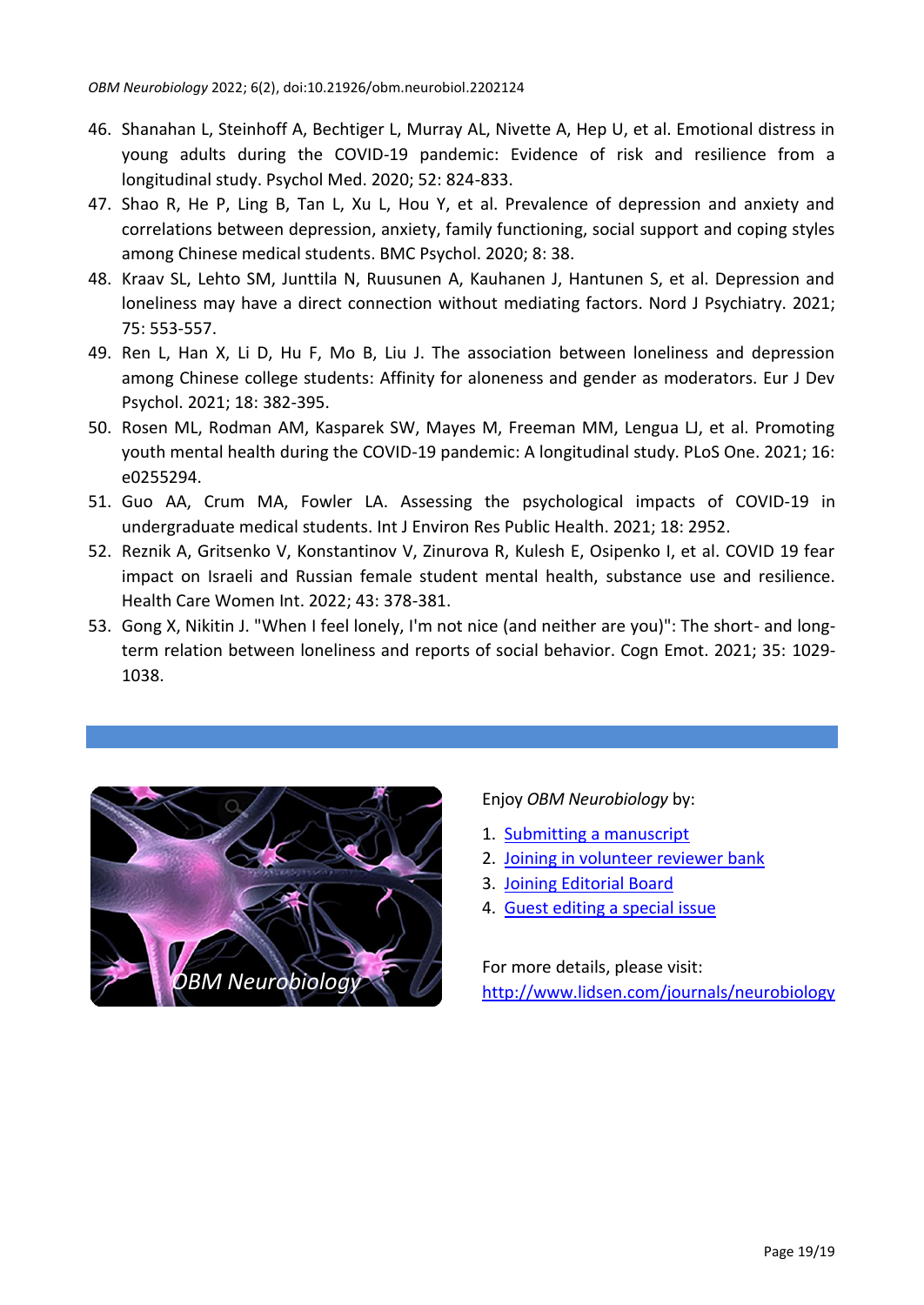46. Shanahan L, Steinhoff A, Bechtiger L, Murray AL, Nivette A, Hep U, et al. Emotional distress in young adults during the COVID-19 pandemic: Evidence of risk and resilience from a longitudinal study. Psychol Med. 2020; 52: 824-833.
47. Shao R, He P, Ling B, Tan L, Xu L, Hou Y, et al. Prevalence of depression and anxiety and correlations between depression, anxiety, family functioning, social support and coping styles among Chinese medical students. BMC Psychol. 2020; 8: 38.
48. Kraav SL, Lehto SM, Junttila N, Ruusunen A, Kauhanen J, Hantunen S, et al. Depression and loneliness may have a direct connection without mediating factors. Nord J Psychiatry. 2021; 75: 553-557.
49. Ren L, Han X, Li D, Hu F, Mo B, Liu J. The association between loneliness and depression among Chinese college students: Affinity for aloneness and gender as moderators. Eur J Dev Psychol. 2021; 18: 382-395.
50. Rosen ML, Rodman AM, Kasparek SW, Mayes M, Freeman MM, Lengua LJ, et al. Promoting youth mental health during the COVID-19 pandemic: A longitudinal study. PLoS One. 2021; 16: e0255294.
51. Guo AA, Crum MA, Fowler LA. Assessing the psychological impacts of COVID-19 in undergraduate medical students. Int J Environ Res Public Health. 2021; 18: 2952.
52. Reznik A, Gritsenko V, Konstantinov V, Zinurova R, Kulesh E, Osipenko I, et al. COVID 19 fear impact on Israeli and Russian female student mental health, substance use and resilience. Health Care Women Int. 2022; 43: 378-381.
53. Gong X, Nikitin J. "When I feel lonely, I'm not nice (and neither are you)": The short- and long-term relation between loneliness and reports of social behavior. Cogn Emot. 2021; 35: 1029-1038.

OBM Neurobiology

Enjoy *OBM Neurobiology* by:

1. Submitting a manuscript
2. Joining in volunteer reviewer bank
3. Joining Editorial Board
4. Guest editing a special issue

For more details, please visit:
http://www.lidsen.com/journals/neurobiology